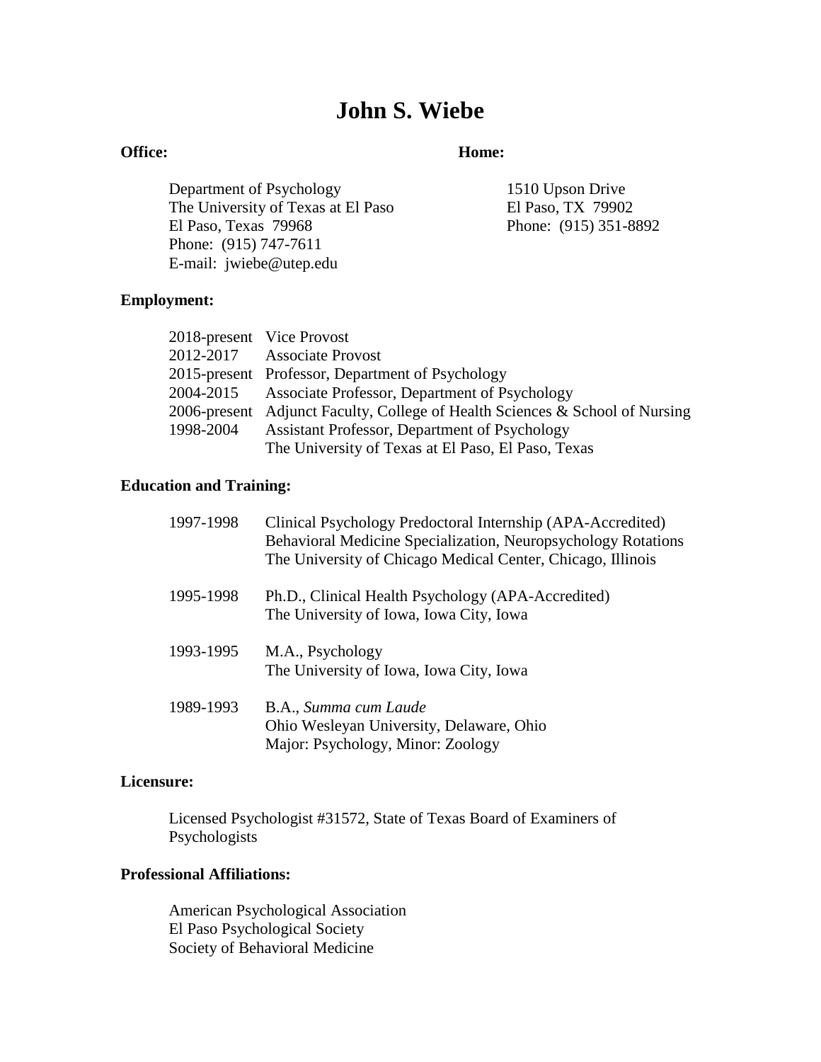# John S. Wiebe

**Office:**

Department of Psychology
The University of Texas at El Paso
El Paso, Texas 79968
Phone: (915) 747-7611
E-mail: jwiebe@utep.edu

**Home:**

1510 Upson Drive
El Paso, TX 79902
Phone: (915) 351-8892

**Employment:**

| | |
|---|---|
| 2018-present | Vice Provost |
| 2012-2017 | Associate Provost |
| 2015-present | Professor, Department of Psychology |
| 2004-2015 | Associate Professor, Department of Psychology |
| 2006-present | Adjunct Faculty, College of Health Sciences & School of Nursing |
| 1998-2004 | Assistant Professor, Department of Psychology<br>The University of Texas at El Paso, El Paso, Texas |

**Education and Training:**

| | |
|---|---|
| 1997-1998 | Clinical Psychology Predoctoral Internship (APA-Accredited)<br>Behavioral Medicine Specialization, Neuropsychology Rotations<br>The University of Chicago Medical Center, Chicago, Illinois |
| 1995-1998 | Ph.D., Clinical Health Psychology (APA-Accredited)<br>The University of Iowa, Iowa City, Iowa |
| 1993-1995 | M.A., Psychology<br>The University of Iowa, Iowa City, Iowa |
| 1989-1993 | B.A., *Summa cum Laude*<br>Ohio Wesleyan University, Delaware, Ohio<br>Major: Psychology, Minor: Zoology |

**Licensure:**

Licensed Psychologist #31572, State of Texas Board of Examiners of Psychologists

**Professional Affiliations:**

American Psychological Association
El Paso Psychological Society
Society of Behavioral Medicine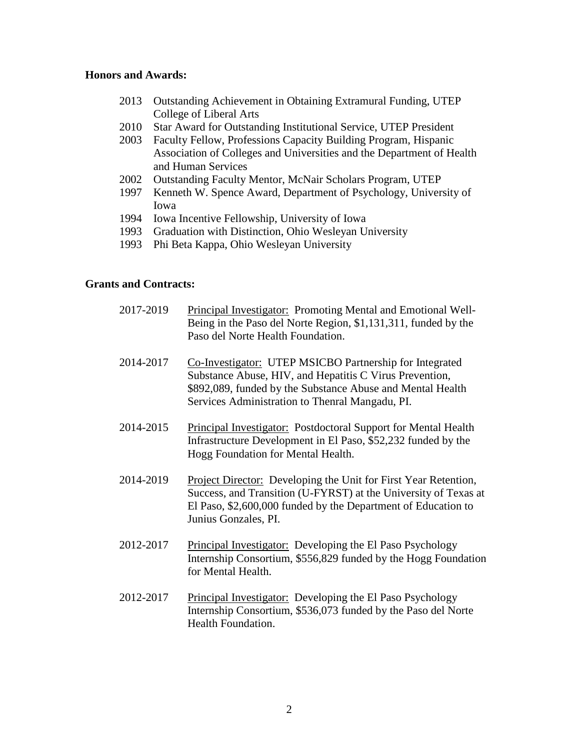**Honors and Awards:**

- 2013 Outstanding Achievement in Obtaining Extramural Funding, UTEP College of Liberal Arts
- 2010 Star Award for Outstanding Institutional Service, UTEP President
- 2003 Faculty Fellow, Professions Capacity Building Program, Hispanic Association of Colleges and Universities and the Department of Health and Human Services
- 2002 Outstanding Faculty Mentor, McNair Scholars Program, UTEP
- 1997 Kenneth W. Spence Award, Department of Psychology, University of Iowa
- 1994 Iowa Incentive Fellowship, University of Iowa
- 1993 Graduation with Distinction, Ohio Wesleyan University
- 1993 Phi Beta Kappa, Ohio Wesleyan University

**Grants and Contracts:**

2017-2019 Principal Investigator: Promoting Mental and Emotional Well-Being in the Paso del Norte Region, $1,131,311, funded by the Paso del Norte Health Foundation.

2014-2017 Co-Investigator: UTEP MSICBO Partnership for Integrated Substance Abuse, HIV, and Hepatitis C Virus Prevention, $892,089, funded by the Substance Abuse and Mental Health Services Administration to Thenral Mangadu, PI.

2014-2015 Principal Investigator: Postdoctoral Support for Mental Health Infrastructure Development in El Paso, $52,232 funded by the Hogg Foundation for Mental Health.

2014-2019 Project Director: Developing the Unit for First Year Retention, Success, and Transition (U-FYRST) at the University of Texas at El Paso, $2,600,000 funded by the Department of Education to Junius Gonzales, PI.

2012-2017 Principal Investigator: Developing the El Paso Psychology Internship Consortium, $556,829 funded by the Hogg Foundation for Mental Health.

2012-2017 Principal Investigator: Developing the El Paso Psychology Internship Consortium, $536,073 funded by the Paso del Norte Health Foundation.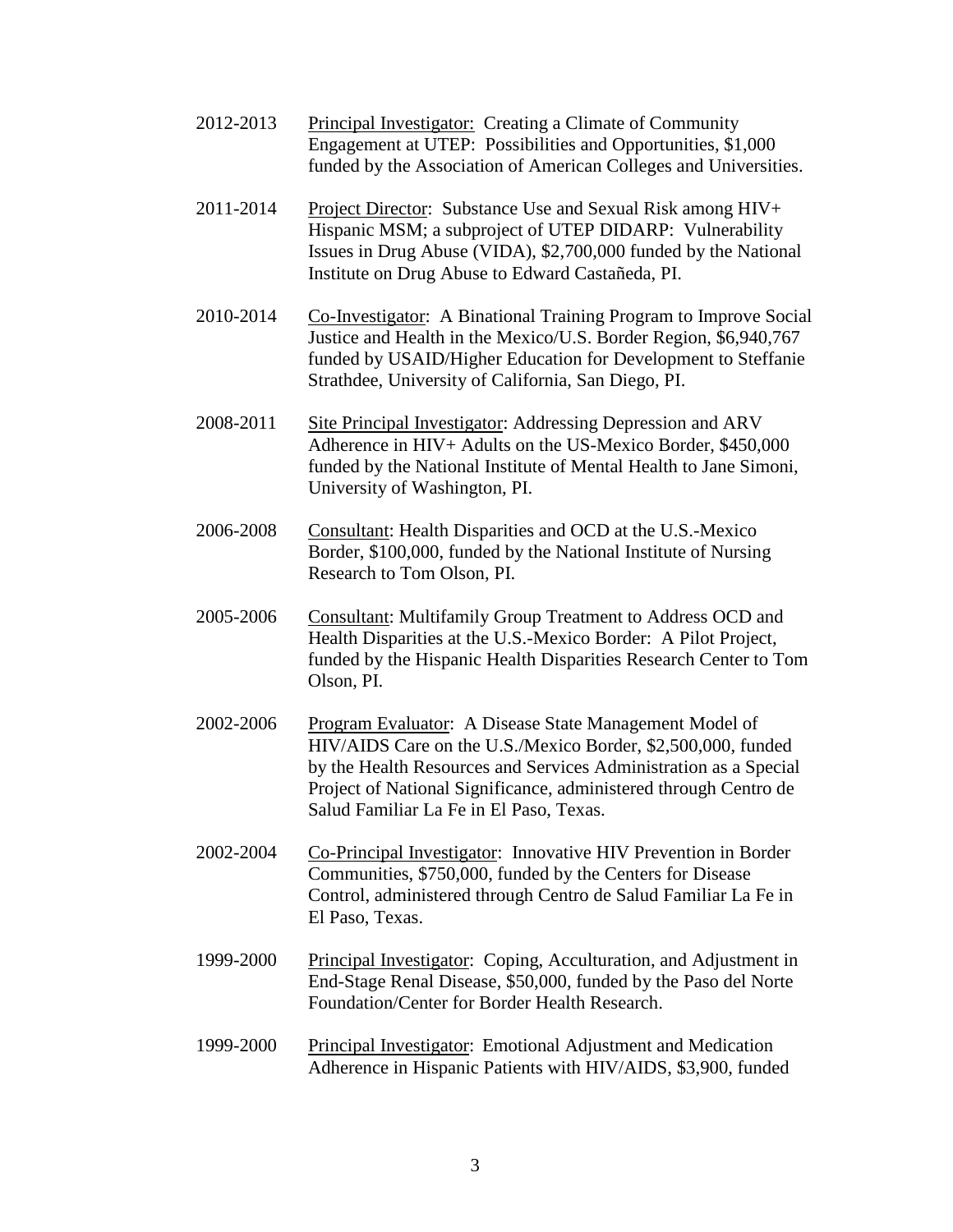2012-2013 Principal Investigator: Creating a Climate of Community Engagement at UTEP: Possibilities and Opportunities, $1,000 funded by the Association of American Colleges and Universities.

2011-2014 Project Director: Substance Use and Sexual Risk among HIV+ Hispanic MSM; a subproject of UTEP DIDARP: Vulnerability Issues in Drug Abuse (VIDA), $2,700,000 funded by the National Institute on Drug Abuse to Edward Castañeda, PI.

2010-2014 Co-Investigator: A Binational Training Program to Improve Social Justice and Health in the Mexico/U.S. Border Region, $6,940,767 funded by USAID/Higher Education for Development to Steffanie Strathdee, University of California, San Diego, PI.

2008-2011 Site Principal Investigator: Addressing Depression and ARV Adherence in HIV+ Adults on the US-Mexico Border, $450,000 funded by the National Institute of Mental Health to Jane Simoni, University of Washington, PI.

2006-2008 Consultant: Health Disparities and OCD at the U.S.-Mexico Border, $100,000, funded by the National Institute of Nursing Research to Tom Olson, PI.

2005-2006 Consultant: Multifamily Group Treatment to Address OCD and Health Disparities at the U.S.-Mexico Border: A Pilot Project, funded by the Hispanic Health Disparities Research Center to Tom Olson, PI.

2002-2006 Program Evaluator: A Disease State Management Model of HIV/AIDS Care on the U.S./Mexico Border, $2,500,000, funded by the Health Resources and Services Administration as a Special Project of National Significance, administered through Centro de Salud Familiar La Fe in El Paso, Texas.

2002-2004 Co-Principal Investigator: Innovative HIV Prevention in Border Communities, $750,000, funded by the Centers for Disease Control, administered through Centro de Salud Familiar La Fe in El Paso, Texas.

1999-2000 Principal Investigator: Coping, Acculturation, and Adjustment in End-Stage Renal Disease, $50,000, funded by the Paso del Norte Foundation/Center for Border Health Research.

1999-2000 Principal Investigator: Emotional Adjustment and Medication Adherence in Hispanic Patients with HIV/AIDS, $3,900, funded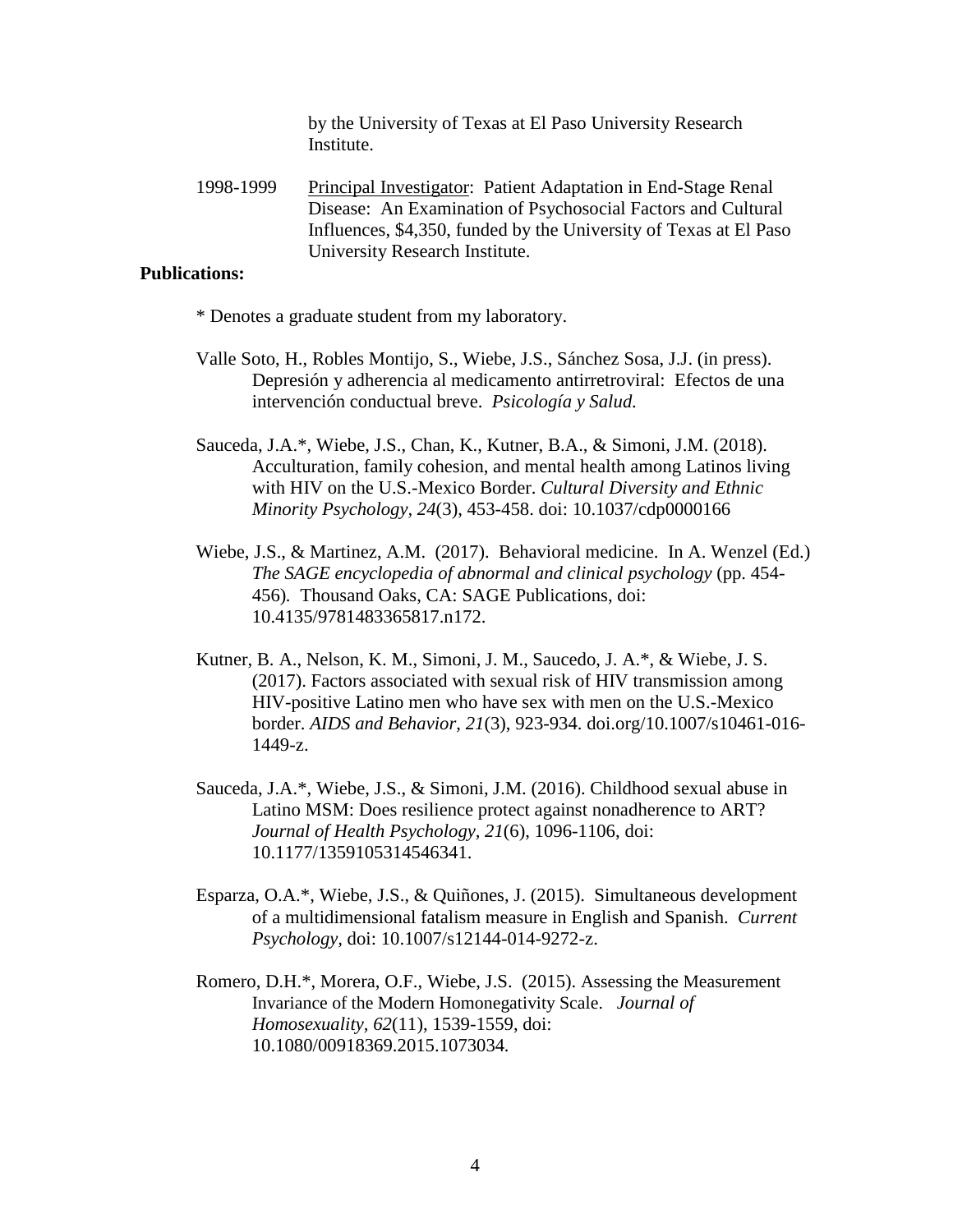by the University of Texas at El Paso University Research Institute.

1998-1999 Principal Investigator: Patient Adaptation in End-Stage Renal Disease: An Examination of Psychosocial Factors and Cultural Influences, $4,350, funded by the University of Texas at El Paso University Research Institute.

**Publications:**

* Denotes a graduate student from my laboratory.

Valle Soto, H., Robles Montijo, S., Wiebe, J.S., Sánchez Sosa, J.J. (in press). Depresión y adherencia al medicamento antirretroviral: Efectos de una intervención conductual breve. *Psicología y Salud.*

Sauceda, J.A.*, Wiebe, J.S., Chan, K., Kutner, B.A., & Simoni, J.M. (2018). Acculturation, family cohesion, and mental health among Latinos living with HIV on the U.S.-Mexico Border. *Cultural Diversity and Ethnic Minority Psychology, 24*(3), 453-458. doi: 10.1037/cdp0000166

Wiebe, J.S., & Martinez, A.M. (2017). Behavioral medicine. In A. Wenzel (Ed.) *The SAGE encyclopedia of abnormal and clinical psychology* (pp. 454-456). Thousand Oaks, CA: SAGE Publications, doi: 10.4135/9781483365817.n172.

Kutner, B. A., Nelson, K. M., Simoni, J. M., Saucedo, J. A.*, & Wiebe, J. S. (2017). Factors associated with sexual risk of HIV transmission among HIV-positive Latino men who have sex with men on the U.S.-Mexico border. *AIDS and Behavior, 21*(3), 923-934. doi.org/10.1007/s10461-016-1449-z.

Sauceda, J.A.*, Wiebe, J.S., & Simoni, J.M. (2016). Childhood sexual abuse in Latino MSM: Does resilience protect against nonadherence to ART? *Journal of Health Psychology, 21*(6), 1096-1106, doi: 10.1177/1359105314546341.

Esparza, O.A.*, Wiebe, J.S., & Quiñones, J. (2015). Simultaneous development of a multidimensional fatalism measure in English and Spanish. *Current Psychology,* doi: 10.1007/s12144-014-9272-z.

Romero, D.H.*, Morera, O.F., Wiebe, J.S. (2015). Assessing the Measurement Invariance of the Modern Homonegativity Scale. *Journal of Homosexuality, 62*(11), 1539-1559, doi: 10.1080/00918369.2015.1073034.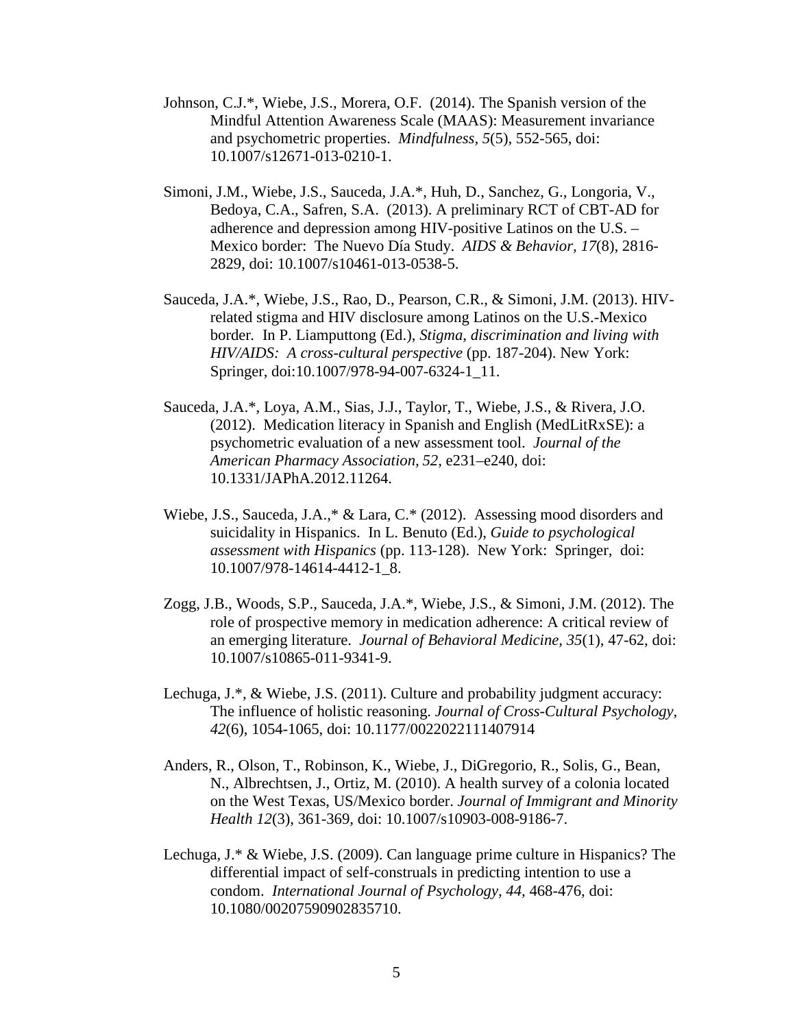Johnson, C.J.*, Wiebe, J.S., Morera, O.F. (2014). The Spanish version of the Mindful Attention Awareness Scale (MAAS): Measurement invariance and psychometric properties. *Mindfulness, 5*(5), 552-565, doi: 10.1007/s12671-013-0210-1.

Simoni, J.M., Wiebe, J.S., Sauceda, J.A.*, Huh, D., Sanchez, G., Longoria, V., Bedoya, C.A., Safren, S.A. (2013). A preliminary RCT of CBT-AD for adherence and depression among HIV-positive Latinos on the U.S. – Mexico border: The Nuevo Día Study. *AIDS & Behavior, 17*(8), 2816-2829, doi: 10.1007/s10461-013-0538-5.

Sauceda, J.A.*, Wiebe, J.S., Rao, D., Pearson, C.R., & Simoni, J.M. (2013). HIV-related stigma and HIV disclosure among Latinos on the U.S.-Mexico border. In P. Liamputtong (Ed.), *Stigma, discrimination and living with HIV/AIDS: A cross-cultural perspective* (pp. 187-204). New York: Springer, doi:10.1007/978-94-007-6324-1_11.

Sauceda, J.A.*, Loya, A.M., Sias, J.J., Taylor, T., Wiebe, J.S., & Rivera, J.O. (2012). Medication literacy in Spanish and English (MedLitRxSE): a psychometric evaluation of a new assessment tool. *Journal of the American Pharmacy Association, 52,* e231–e240, doi: 10.1331/JAPhA.2012.11264.

Wiebe, J.S., Sauceda, J.A.,* & Lara, C.* (2012). Assessing mood disorders and suicidality in Hispanics. In L. Benuto (Ed.), *Guide to psychological assessment with Hispanics* (pp. 113-128). New York: Springer, doi: 10.1007/978-14614-4412-1_8.

Zogg, J.B., Woods, S.P., Sauceda, J.A.*, Wiebe, J.S., & Simoni, J.M. (2012). The role of prospective memory in medication adherence: A critical review of an emerging literature. *Journal of Behavioral Medicine, 35*(1), 47-62, doi: 10.1007/s10865-011-9341-9.

Lechuga, J.*, & Wiebe, J.S. (2011). Culture and probability judgment accuracy: The influence of holistic reasoning. *Journal of Cross-Cultural Psychology, 42*(6), 1054-1065, doi: 10.1177/0022022111407914

Anders, R., Olson, T., Robinson, K., Wiebe, J., DiGregorio, R., Solis, G., Bean, N., Albrechtsen, J., Ortiz, M. (2010). A health survey of a colonia located on the West Texas, US/Mexico border. *Journal of Immigrant and Minority Health 12*(3), 361-369, doi: 10.1007/s10903-008-9186-7.

Lechuga, J.* & Wiebe, J.S. (2009). Can language prime culture in Hispanics? The differential impact of self-construals in predicting intention to use a condom. *International Journal of Psychology, 44,* 468-476, doi: 10.1080/00207590902835710.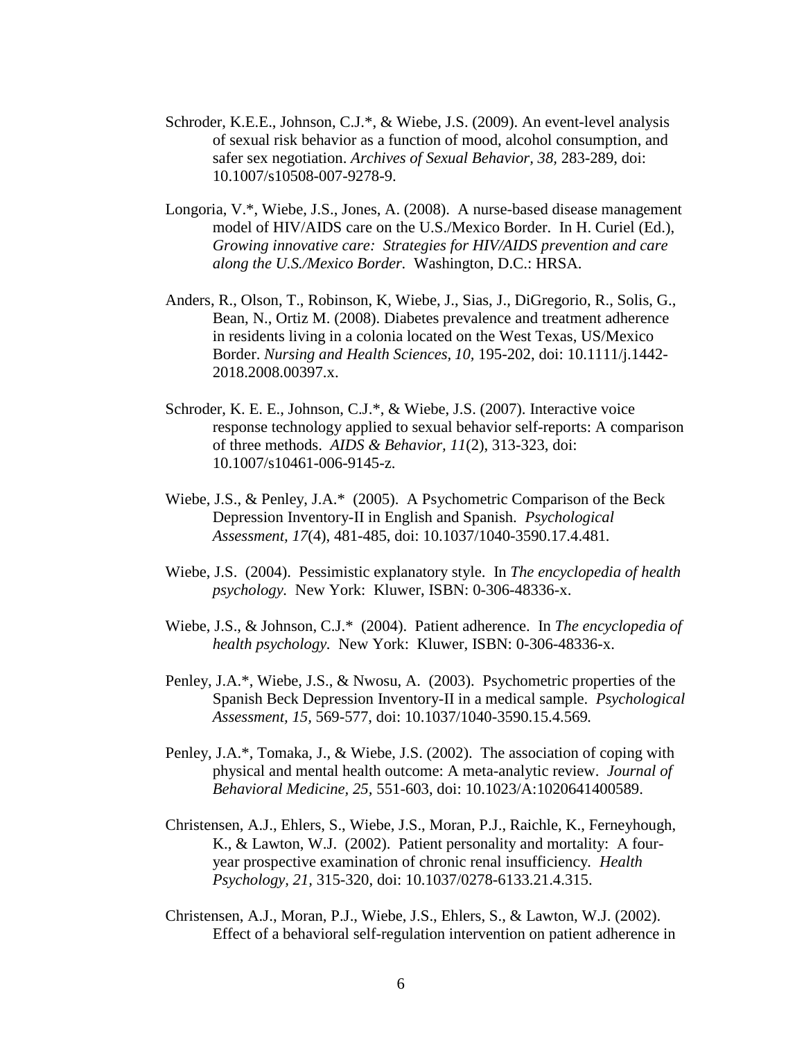Schroder, K.E.E., Johnson, C.J.*, & Wiebe, J.S. (2009). An event-level analysis of sexual risk behavior as a function of mood, alcohol consumption, and safer sex negotiation. *Archives of Sexual Behavior, 38,* 283-289, doi: 10.1007/s10508-007-9278-9.

Longoria, V.*, Wiebe, J.S., Jones, A. (2008). A nurse-based disease management model of HIV/AIDS care on the U.S./Mexico Border. In H. Curiel (Ed.), *Growing innovative care: Strategies for HIV/AIDS prevention and care along the U.S./Mexico Border.* Washington, D.C.: HRSA.

Anders, R., Olson, T., Robinson, K, Wiebe, J., Sias, J., DiGregorio, R., Solis, G., Bean, N., Ortiz M. (2008). Diabetes prevalence and treatment adherence in residents living in a colonia located on the West Texas, US/Mexico Border. *Nursing and Health Sciences, 10,* 195-202, doi: 10.1111/j.1442-2018.2008.00397.x.

Schroder, K. E. E., Johnson, C.J.*, & Wiebe, J.S. (2007). Interactive voice response technology applied to sexual behavior self-reports: A comparison of three methods. *AIDS & Behavior, 11*(2), 313-323, doi: 10.1007/s10461-006-9145-z.

Wiebe, J.S., & Penley, J.A.* (2005). A Psychometric Comparison of the Beck Depression Inventory-II in English and Spanish. *Psychological Assessment, 17*(4), 481-485, doi: 10.1037/1040-3590.17.4.481.

Wiebe, J.S. (2004). Pessimistic explanatory style. In *The encyclopedia of health psychology.* New York: Kluwer, ISBN: 0-306-48336-x.

Wiebe, J.S., & Johnson, C.J.* (2004). Patient adherence. In *The encyclopedia of health psychology.* New York: Kluwer, ISBN: 0-306-48336-x.

Penley, J.A.*, Wiebe, J.S., & Nwosu, A. (2003). Psychometric properties of the Spanish Beck Depression Inventory-II in a medical sample. *Psychological Assessment, 15,* 569-577, doi: 10.1037/1040-3590.15.4.569.

Penley, J.A.*, Tomaka, J., & Wiebe, J.S. (2002). The association of coping with physical and mental health outcome: A meta-analytic review. *Journal of Behavioral Medicine, 25,* 551-603, doi: 10.1023/A:1020641400589.

Christensen, A.J., Ehlers, S., Wiebe, J.S., Moran, P.J., Raichle, K., Ferneyhough, K., & Lawton, W.J. (2002). Patient personality and mortality: A four-year prospective examination of chronic renal insufficiency. *Health Psychology, 21,* 315-320, doi: 10.1037/0278-6133.21.4.315.

Christensen, A.J., Moran, P.J., Wiebe, J.S., Ehlers, S., & Lawton, W.J. (2002). Effect of a behavioral self-regulation intervention on patient adherence in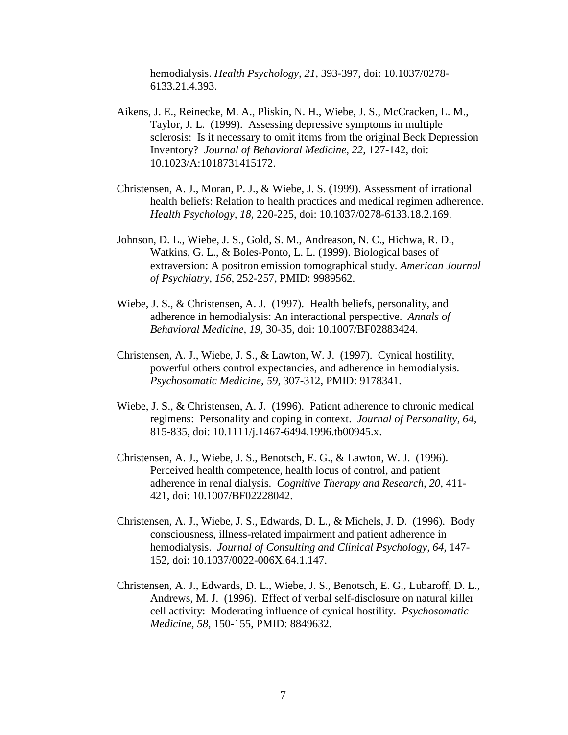hemodialysis. *Health Psychology, 21,* 393-397, doi: 10.1037/0278-6133.21.4.393.

Aikens, J. E., Reinecke, M. A., Pliskin, N. H., Wiebe, J. S., McCracken, L. M., Taylor, J. L. (1999). Assessing depressive symptoms in multiple sclerosis: Is it necessary to omit items from the original Beck Depression Inventory? *Journal of Behavioral Medicine, 22,* 127-142, doi: 10.1023/A:1018731415172.

Christensen, A. J., Moran, P. J., & Wiebe, J. S. (1999). Assessment of irrational health beliefs: Relation to health practices and medical regimen adherence. *Health Psychology, 18,* 220-225, doi: 10.1037/0278-6133.18.2.169.

Johnson, D. L., Wiebe, J. S., Gold, S. M., Andreason, N. C., Hichwa, R. D., Watkins, G. L., & Boles-Ponto, L. L. (1999). Biological bases of extraversion: A positron emission tomographical study. *American Journal of Psychiatry, 156,* 252-257, PMID: 9989562.

Wiebe, J. S., & Christensen, A. J. (1997). Health beliefs, personality, and adherence in hemodialysis: An interactional perspective. *Annals of Behavioral Medicine, 19,* 30-35, doi: 10.1007/BF02883424.

Christensen, A. J., Wiebe, J. S., & Lawton, W. J. (1997). Cynical hostility, powerful others control expectancies, and adherence in hemodialysis. *Psychosomatic Medicine, 59,* 307-312, PMID: 9178341.

Wiebe, J. S., & Christensen, A. J. (1996). Patient adherence to chronic medical regimens: Personality and coping in context. *Journal of Personality, 64,* 815-835, doi: 10.1111/j.1467-6494.1996.tb00945.x.

Christensen, A. J., Wiebe, J. S., Benotsch, E. G., & Lawton, W. J. (1996). Perceived health competence, health locus of control, and patient adherence in renal dialysis. *Cognitive Therapy and Research, 20,* 411-421, doi: 10.1007/BF02228042.

Christensen, A. J., Wiebe, J. S., Edwards, D. L., & Michels, J. D. (1996). Body consciousness, illness-related impairment and patient adherence in hemodialysis. *Journal of Consulting and Clinical Psychology, 64,* 147-152, doi: 10.1037/0022-006X.64.1.147.

Christensen, A. J., Edwards, D. L., Wiebe, J. S., Benotsch, E. G., Lubaroff, D. L., Andrews, M. J. (1996). Effect of verbal self-disclosure on natural killer cell activity: Moderating influence of cynical hostility. *Psychosomatic Medicine, 58,* 150-155, PMID: 8849632.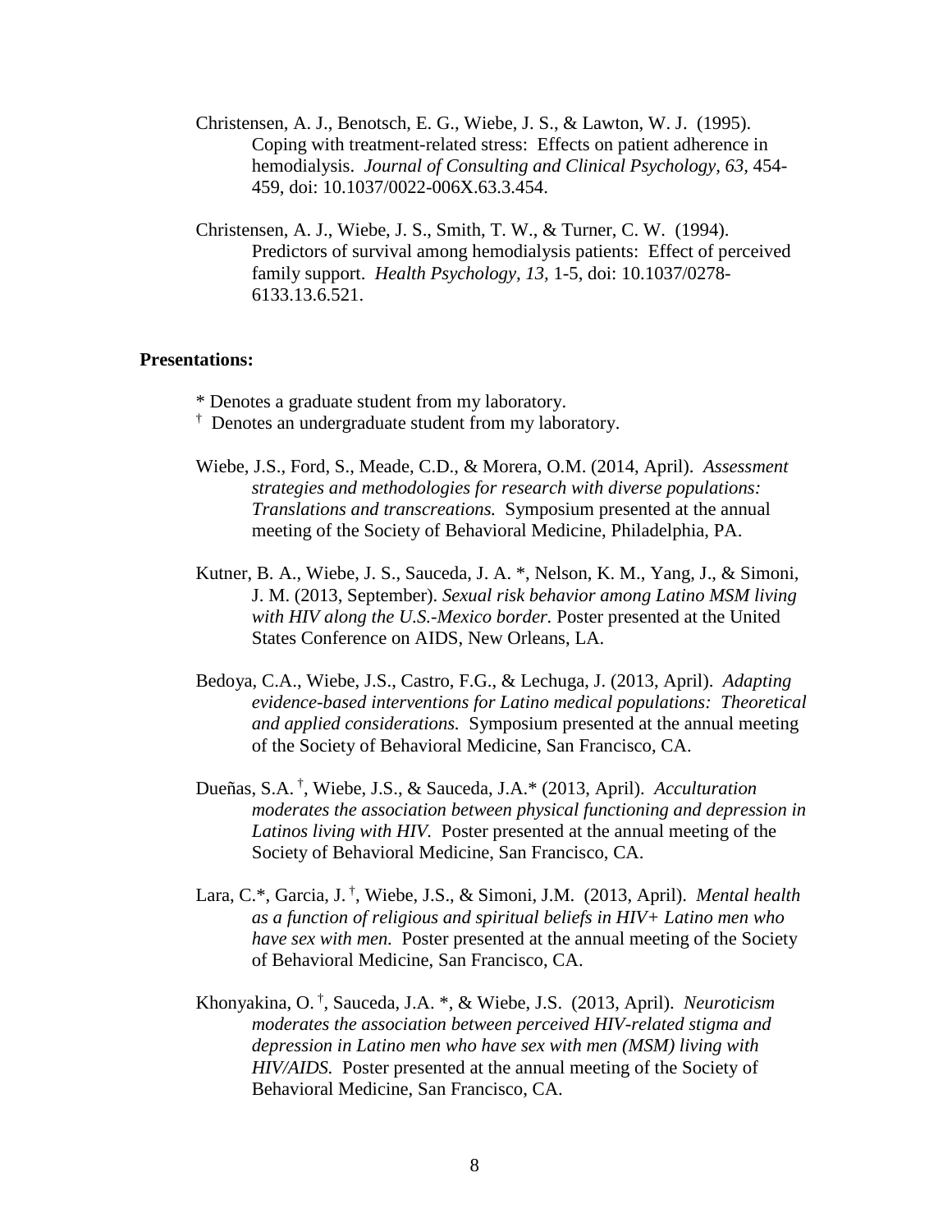Christensen, A. J., Benotsch, E. G., Wiebe, J. S., & Lawton, W. J. (1995). Coping with treatment-related stress: Effects on patient adherence in hemodialysis. *Journal of Consulting and Clinical Psychology, 63,* 454-459, doi: 10.1037/0022-006X.63.3.454.

Christensen, A. J., Wiebe, J. S., Smith, T. W., & Turner, C. W. (1994). Predictors of survival among hemodialysis patients: Effect of perceived family support. *Health Psychology, 13,* 1-5, doi: 10.1037/0278-6133.13.6.521.

**Presentations:**

\* Denotes a graduate student from my laboratory.
† Denotes an undergraduate student from my laboratory.

Wiebe, J.S., Ford, S., Meade, C.D., & Morera, O.M. (2014, April). *Assessment strategies and methodologies for research with diverse populations: Translations and transcreations.* Symposium presented at the annual meeting of the Society of Behavioral Medicine, Philadelphia, PA.

Kutner, B. A., Wiebe, J. S., Sauceda, J. A. *, Nelson, K. M., Yang, J., & Simoni, J. M. (2013, September). *Sexual risk behavior among Latino MSM living with HIV along the U.S.-Mexico border.* Poster presented at the United States Conference on AIDS, New Orleans, LA.

Bedoya, C.A., Wiebe, J.S., Castro, F.G., & Lechuga, J. (2013, April). *Adapting evidence-based interventions for Latino medical populations: Theoretical and applied considerations.* Symposium presented at the annual meeting of the Society of Behavioral Medicine, San Francisco, CA.

Dueñas, S.A. †, Wiebe, J.S., & Sauceda, J.A.* (2013, April). *Acculturation moderates the association between physical functioning and depression in Latinos living with HIV.* Poster presented at the annual meeting of the Society of Behavioral Medicine, San Francisco, CA.

Lara, C.*, Garcia, J. †, Wiebe, J.S., & Simoni, J.M. (2013, April). *Mental health as a function of religious and spiritual beliefs in HIV+ Latino men who have sex with men.* Poster presented at the annual meeting of the Society of Behavioral Medicine, San Francisco, CA.

Khonyakina, O. †, Sauceda, J.A. *, & Wiebe, J.S. (2013, April). *Neuroticism moderates the association between perceived HIV-related stigma and depression in Latino men who have sex with men (MSM) living with HIV/AIDS.* Poster presented at the annual meeting of the Society of Behavioral Medicine, San Francisco, CA.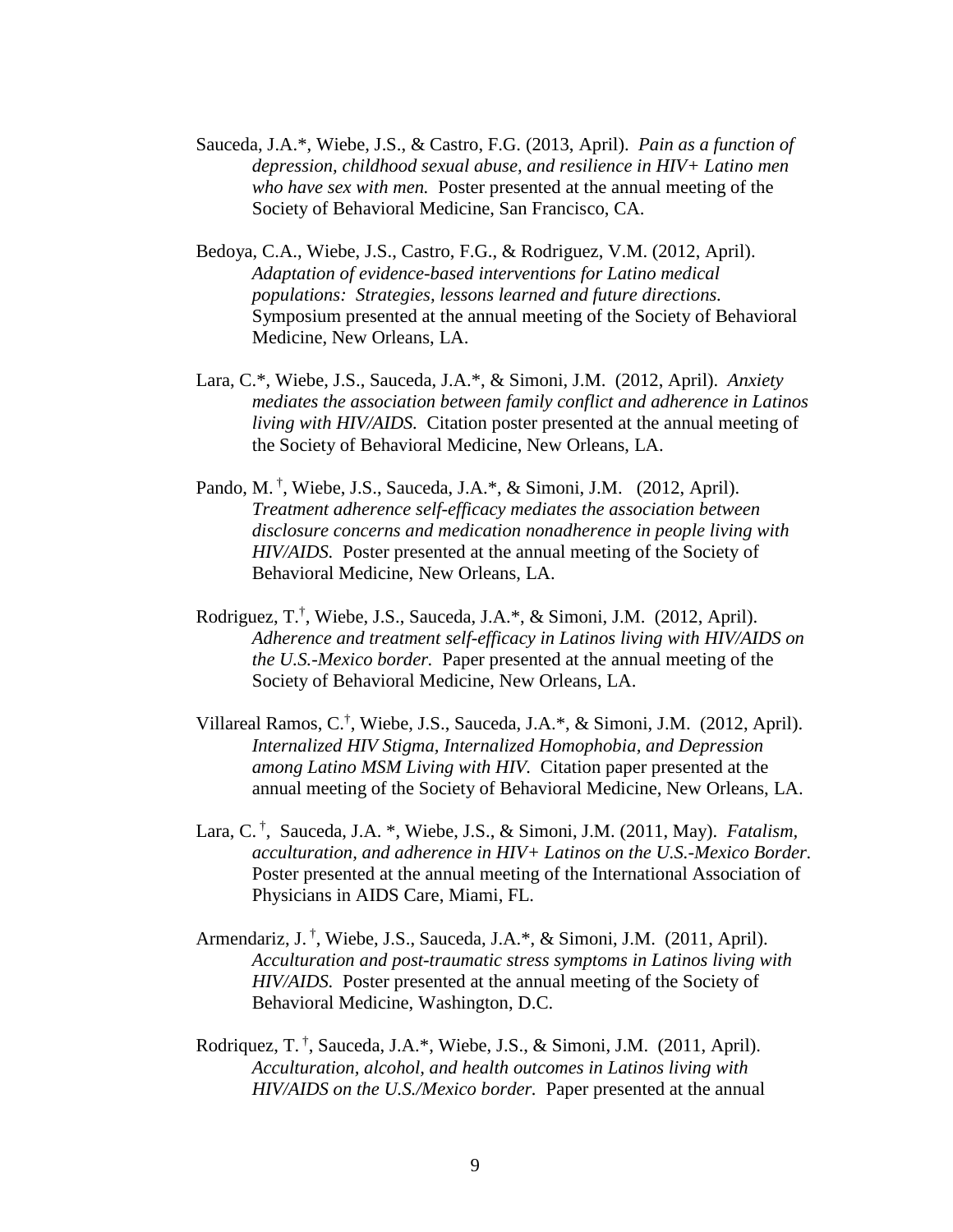Sauceda, J.A.*, Wiebe, J.S., & Castro, F.G. (2013, April). *Pain as a function of depression, childhood sexual abuse, and resilience in HIV+ Latino men who have sex with men.* Poster presented at the annual meeting of the Society of Behavioral Medicine, San Francisco, CA.

Bedoya, C.A., Wiebe, J.S., Castro, F.G., & Rodriguez, V.M. (2012, April). *Adaptation of evidence-based interventions for Latino medical populations: Strategies, lessons learned and future directions.* Symposium presented at the annual meeting of the Society of Behavioral Medicine, New Orleans, LA.

Lara, C.*, Wiebe, J.S., Sauceda, J.A.*, & Simoni, J.M. (2012, April). *Anxiety mediates the association between family conflict and adherence in Latinos living with HIV/AIDS.* Citation poster presented at the annual meeting of the Society of Behavioral Medicine, New Orleans, LA.

Pando, M.[†], Wiebe, J.S., Sauceda, J.A.*, & Simoni, J.M. (2012, April). *Treatment adherence self-efficacy mediates the association between disclosure concerns and medication nonadherence in people living with HIV/AIDS.* Poster presented at the annual meeting of the Society of Behavioral Medicine, New Orleans, LA.

Rodriguez, T.[†], Wiebe, J.S., Sauceda, J.A.*, & Simoni, J.M. (2012, April). *Adherence and treatment self-efficacy in Latinos living with HIV/AIDS on the U.S.-Mexico border.* Paper presented at the annual meeting of the Society of Behavioral Medicine, New Orleans, LA.

Villareal Ramos, C.[†], Wiebe, J.S., Sauceda, J.A.*, & Simoni, J.M. (2012, April). *Internalized HIV Stigma, Internalized Homophobia, and Depression among Latino MSM Living with HIV.* Citation paper presented at the annual meeting of the Society of Behavioral Medicine, New Orleans, LA.

Lara, C.[†], Sauceda, J.A. *, Wiebe, J.S., & Simoni, J.M. (2011, May). *Fatalism, acculturation, and adherence in HIV+ Latinos on the U.S.-Mexico Border.* Poster presented at the annual meeting of the International Association of Physicians in AIDS Care, Miami, FL.

Armendariz, J.[†], Wiebe, J.S., Sauceda, J.A.*, & Simoni, J.M. (2011, April). *Acculturation and post-traumatic stress symptoms in Latinos living with HIV/AIDS.* Poster presented at the annual meeting of the Society of Behavioral Medicine, Washington, D.C.

Rodriquez, T.[†], Sauceda, J.A.*, Wiebe, J.S., & Simoni, J.M. (2011, April). *Acculturation, alcohol, and health outcomes in Latinos living with HIV/AIDS on the U.S./Mexico border.* Paper presented at the annual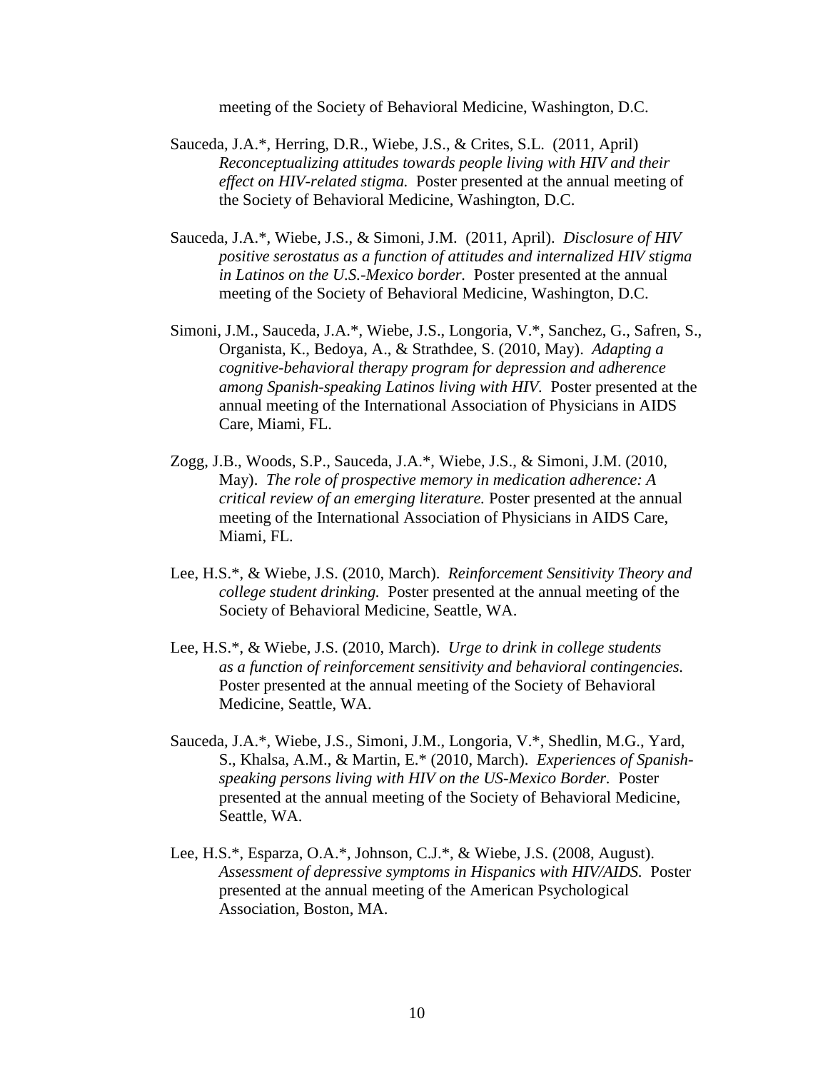meeting of the Society of Behavioral Medicine, Washington, D.C.

Sauceda, J.A.*, Herring, D.R., Wiebe, J.S., & Crites, S.L. (2011, April) *Reconceptualizing attitudes towards people living with HIV and their effect on HIV-related stigma.* Poster presented at the annual meeting of the Society of Behavioral Medicine, Washington, D.C.

Sauceda, J.A.*, Wiebe, J.S., & Simoni, J.M. (2011, April). *Disclosure of HIV positive serostatus as a function of attitudes and internalized HIV stigma in Latinos on the U.S.-Mexico border.* Poster presented at the annual meeting of the Society of Behavioral Medicine, Washington, D.C.

Simoni, J.M., Sauceda, J.A.*, Wiebe, J.S., Longoria, V.*, Sanchez, G., Safren, S., Organista, K., Bedoya, A., & Strathdee, S. (2010, May). *Adapting a cognitive-behavioral therapy program for depression and adherence among Spanish-speaking Latinos living with HIV.* Poster presented at the annual meeting of the International Association of Physicians in AIDS Care, Miami, FL.

Zogg, J.B., Woods, S.P., Sauceda, J.A.*, Wiebe, J.S., & Simoni, J.M. (2010, May). *The role of prospective memory in medication adherence: A critical review of an emerging literature.* Poster presented at the annual meeting of the International Association of Physicians in AIDS Care, Miami, FL.

Lee, H.S.*, & Wiebe, J.S. (2010, March). *Reinforcement Sensitivity Theory and college student drinking.* Poster presented at the annual meeting of the Society of Behavioral Medicine, Seattle, WA.

Lee, H.S.*, & Wiebe, J.S. (2010, March). *Urge to drink in college students as a function of reinforcement sensitivity and behavioral contingencies.* Poster presented at the annual meeting of the Society of Behavioral Medicine, Seattle, WA.

Sauceda, J.A.*, Wiebe, J.S., Simoni, J.M., Longoria, V.*, Shedlin, M.G., Yard, S., Khalsa, A.M., & Martin, E.* (2010, March). *Experiences of Spanish-speaking persons living with HIV on the US-Mexico Border.* Poster presented at the annual meeting of the Society of Behavioral Medicine, Seattle, WA.

Lee, H.S.*, Esparza, O.A.*, Johnson, C.J.*, & Wiebe, J.S. (2008, August). *Assessment of depressive symptoms in Hispanics with HIV/AIDS.* Poster presented at the annual meeting of the American Psychological Association, Boston, MA.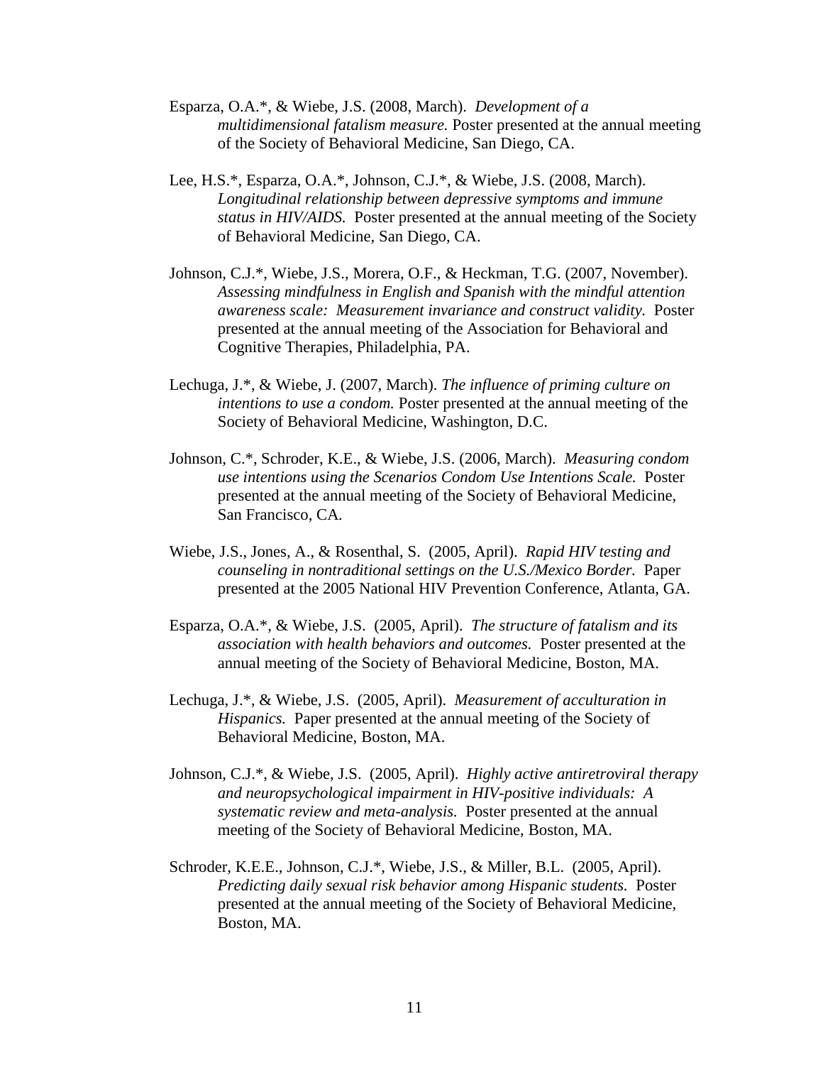Esparza, O.A.*, & Wiebe, J.S. (2008, March). *Development of a multidimensional fatalism measure.* Poster presented at the annual meeting of the Society of Behavioral Medicine, San Diego, CA.

Lee, H.S.*, Esparza, O.A.*, Johnson, C.J.*, & Wiebe, J.S. (2008, March). *Longitudinal relationship between depressive symptoms and immune status in HIV/AIDS.* Poster presented at the annual meeting of the Society of Behavioral Medicine, San Diego, CA.

Johnson, C.J.*, Wiebe, J.S., Morera, O.F., & Heckman, T.G. (2007, November). *Assessing mindfulness in English and Spanish with the mindful attention awareness scale: Measurement invariance and construct validity.* Poster presented at the annual meeting of the Association for Behavioral and Cognitive Therapies, Philadelphia, PA.

Lechuga, J.*, & Wiebe, J. (2007, March). *The influence of priming culture on intentions to use a condom.* Poster presented at the annual meeting of the Society of Behavioral Medicine, Washington, D.C.

Johnson, C.*, Schroder, K.E., & Wiebe, J.S. (2006, March). *Measuring condom use intentions using the Scenarios Condom Use Intentions Scale.* Poster presented at the annual meeting of the Society of Behavioral Medicine, San Francisco, CA.

Wiebe, J.S., Jones, A., & Rosenthal, S. (2005, April). *Rapid HIV testing and counseling in nontraditional settings on the U.S./Mexico Border.* Paper presented at the 2005 National HIV Prevention Conference, Atlanta, GA.

Esparza, O.A.*, & Wiebe, J.S. (2005, April). *The structure of fatalism and its association with health behaviors and outcomes.* Poster presented at the annual meeting of the Society of Behavioral Medicine, Boston, MA.

Lechuga, J.*, & Wiebe, J.S. (2005, April). *Measurement of acculturation in Hispanics.* Paper presented at the annual meeting of the Society of Behavioral Medicine, Boston, MA.

Johnson, C.J.*, & Wiebe, J.S. (2005, April). *Highly active antiretroviral therapy and neuropsychological impairment in HIV-positive individuals: A systematic review and meta-analysis.* Poster presented at the annual meeting of the Society of Behavioral Medicine, Boston, MA.

Schroder, K.E.E., Johnson, C.J.*, Wiebe, J.S., & Miller, B.L. (2005, April). *Predicting daily sexual risk behavior among Hispanic students.* Poster presented at the annual meeting of the Society of Behavioral Medicine, Boston, MA.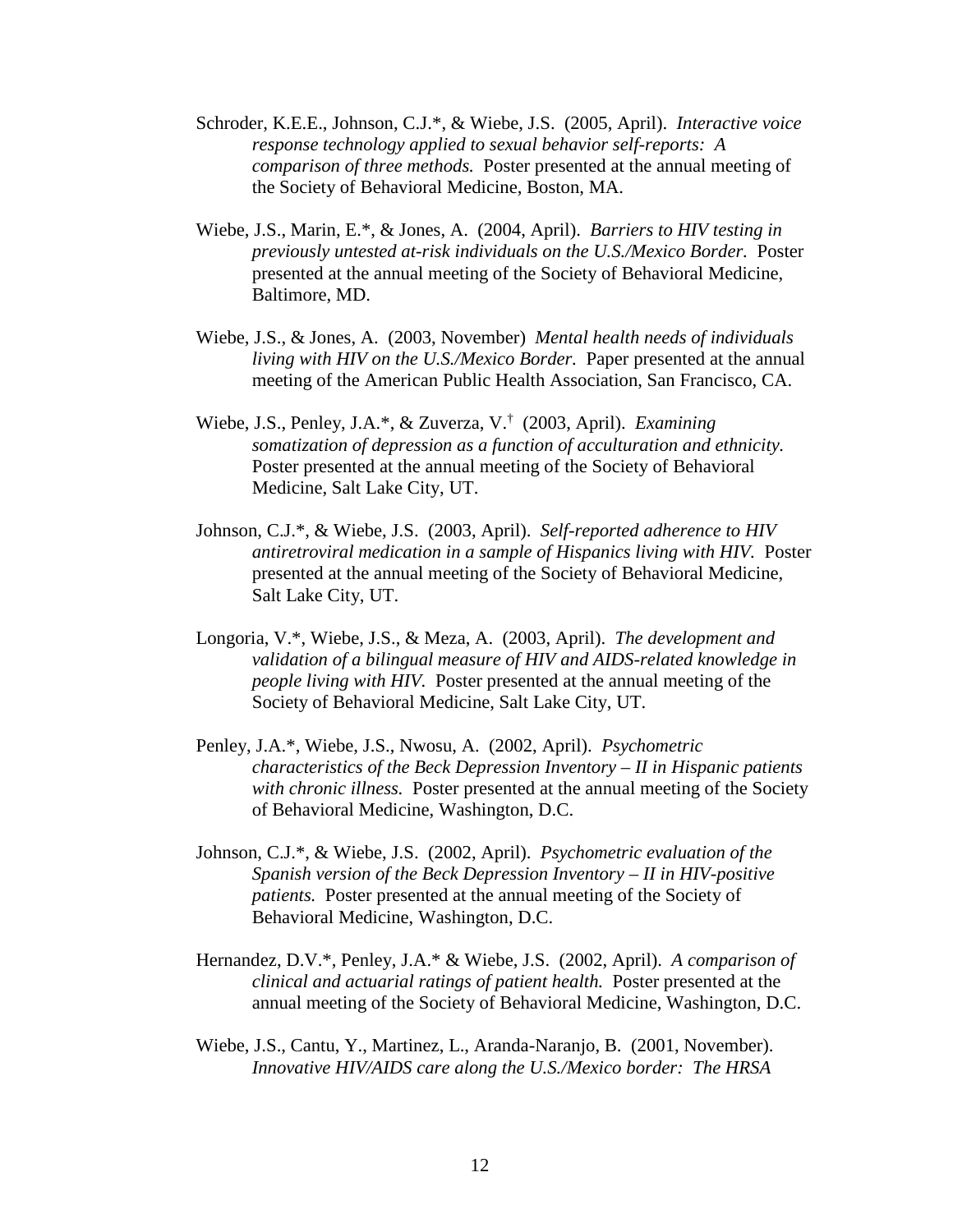Schroder, K.E.E., Johnson, C.J.*, & Wiebe, J.S. (2005, April). *Interactive voice response technology applied to sexual behavior self-reports: A comparison of three methods.* Poster presented at the annual meeting of the Society of Behavioral Medicine, Boston, MA.

Wiebe, J.S., Marin, E.*, & Jones, A. (2004, April). *Barriers to HIV testing in previously untested at-risk individuals on the U.S./Mexico Border.* Poster presented at the annual meeting of the Society of Behavioral Medicine, Baltimore, MD.

Wiebe, J.S., & Jones, A. (2003, November) *Mental health needs of individuals living with HIV on the U.S./Mexico Border.* Paper presented at the annual meeting of the American Public Health Association, San Francisco, CA.

Wiebe, J.S., Penley, J.A.*, & Zuverza, V.† (2003, April). *Examining somatization of depression as a function of acculturation and ethnicity.* Poster presented at the annual meeting of the Society of Behavioral Medicine, Salt Lake City, UT.

Johnson, C.J.*, & Wiebe, J.S. (2003, April). *Self-reported adherence to HIV antiretroviral medication in a sample of Hispanics living with HIV.* Poster presented at the annual meeting of the Society of Behavioral Medicine, Salt Lake City, UT.

Longoria, V.*, Wiebe, J.S., & Meza, A. (2003, April). *The development and validation of a bilingual measure of HIV and AIDS-related knowledge in people living with HIV.* Poster presented at the annual meeting of the Society of Behavioral Medicine, Salt Lake City, UT.

Penley, J.A.*, Wiebe, J.S., Nwosu, A. (2002, April). *Psychometric characteristics of the Beck Depression Inventory – II in Hispanic patients with chronic illness.* Poster presented at the annual meeting of the Society of Behavioral Medicine, Washington, D.C.

Johnson, C.J.*, & Wiebe, J.S. (2002, April). *Psychometric evaluation of the Spanish version of the Beck Depression Inventory – II in HIV-positive patients.* Poster presented at the annual meeting of the Society of Behavioral Medicine, Washington, D.C.

Hernandez, D.V.*, Penley, J.A.* & Wiebe, J.S. (2002, April). *A comparison of clinical and actuarial ratings of patient health.* Poster presented at the annual meeting of the Society of Behavioral Medicine, Washington, D.C.

Wiebe, J.S., Cantu, Y., Martinez, L., Aranda-Naranjo, B. (2001, November). *Innovative HIV/AIDS care along the U.S./Mexico border: The HRSA*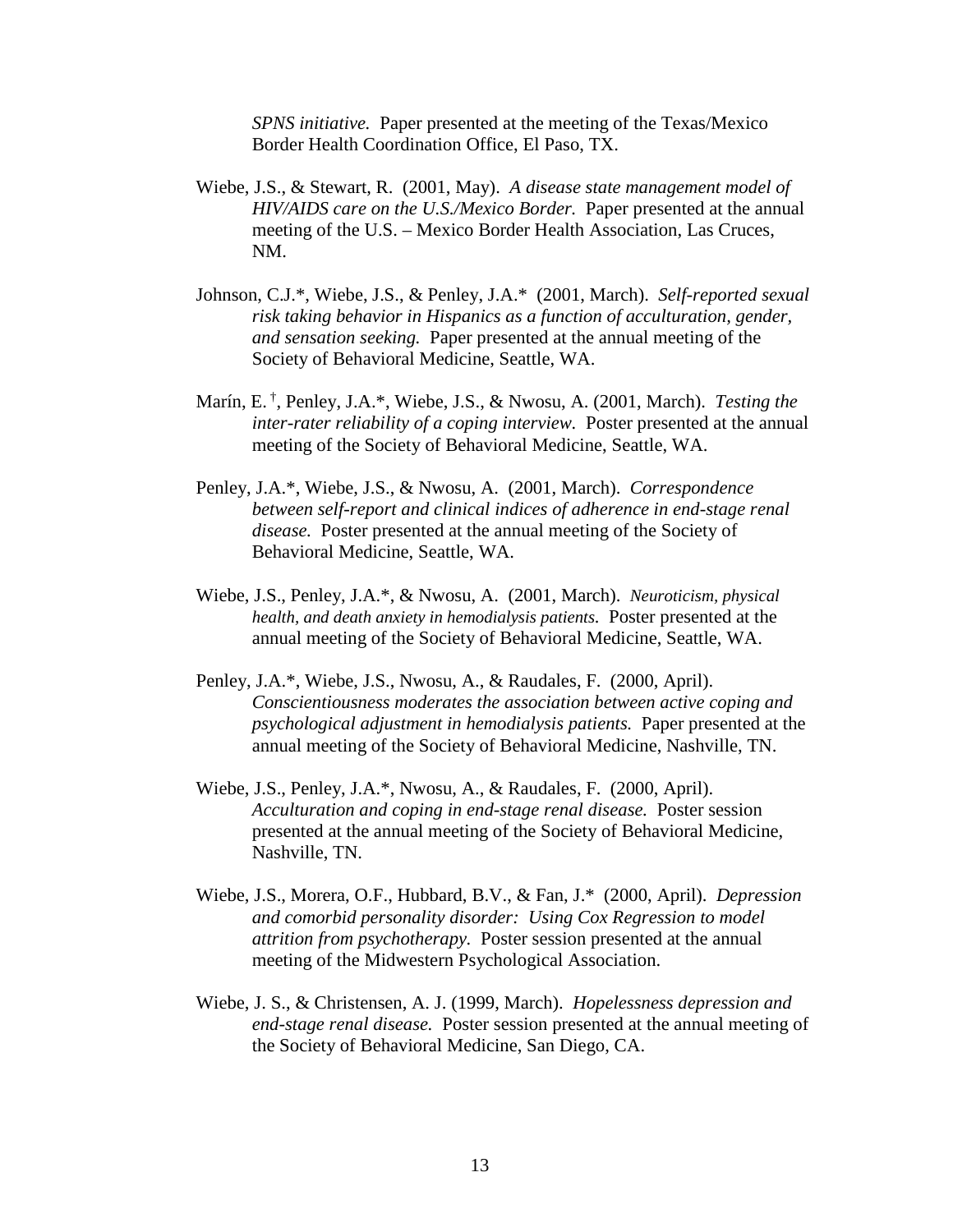*SPNS initiative.* Paper presented at the meeting of the Texas/Mexico Border Health Coordination Office, El Paso, TX.

Wiebe, J.S., & Stewart, R. (2001, May). *A disease state management model of HIV/AIDS care on the U.S./Mexico Border.* Paper presented at the annual meeting of the U.S. – Mexico Border Health Association, Las Cruces, NM.

Johnson, C.J.*, Wiebe, J.S., & Penley, J.A.* (2001, March). *Self-reported sexual risk taking behavior in Hispanics as a function of acculturation, gender, and sensation seeking.* Paper presented at the annual meeting of the Society of Behavioral Medicine, Seattle, WA.

Marín, E.[†], Penley, J.A.*, Wiebe, J.S., & Nwosu, A. (2001, March). *Testing the inter-rater reliability of a coping interview.* Poster presented at the annual meeting of the Society of Behavioral Medicine, Seattle, WA.

Penley, J.A.*, Wiebe, J.S., & Nwosu, A. (2001, March). *Correspondence between self-report and clinical indices of adherence in end-stage renal disease.* Poster presented at the annual meeting of the Society of Behavioral Medicine, Seattle, WA.

Wiebe, J.S., Penley, J.A.*, & Nwosu, A. (2001, March). *Neuroticism, physical health, and death anxiety in hemodialysis patients.* Poster presented at the annual meeting of the Society of Behavioral Medicine, Seattle, WA.

Penley, J.A.*, Wiebe, J.S., Nwosu, A., & Raudales, F. (2000, April). *Conscientiousness moderates the association between active coping and psychological adjustment in hemodialysis patients.* Paper presented at the annual meeting of the Society of Behavioral Medicine, Nashville, TN.

Wiebe, J.S., Penley, J.A.*, Nwosu, A., & Raudales, F. (2000, April). *Acculturation and coping in end-stage renal disease.* Poster session presented at the annual meeting of the Society of Behavioral Medicine, Nashville, TN.

Wiebe, J.S., Morera, O.F., Hubbard, B.V., & Fan, J.* (2000, April). *Depression and comorbid personality disorder: Using Cox Regression to model attrition from psychotherapy.* Poster session presented at the annual meeting of the Midwestern Psychological Association.

Wiebe, J. S., & Christensen, A. J. (1999, March). *Hopelessness depression and end-stage renal disease.* Poster session presented at the annual meeting of the Society of Behavioral Medicine, San Diego, CA.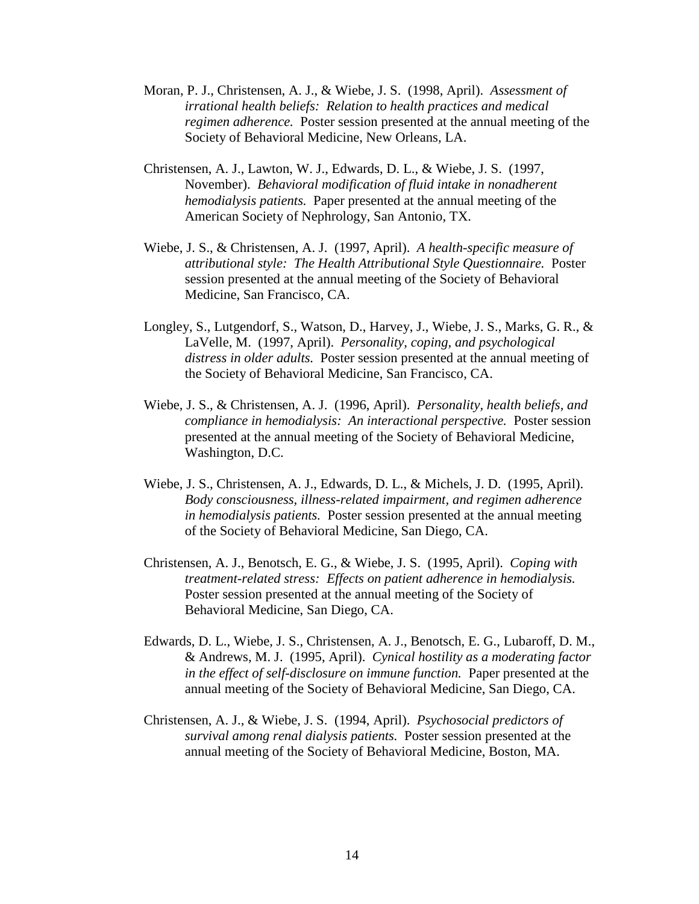Moran, P. J., Christensen, A. J., & Wiebe, J. S. (1998, April). *Assessment of irrational health beliefs: Relation to health practices and medical regimen adherence.* Poster session presented at the annual meeting of the Society of Behavioral Medicine, New Orleans, LA.

Christensen, A. J., Lawton, W. J., Edwards, D. L., & Wiebe, J. S. (1997, November). *Behavioral modification of fluid intake in nonadherent hemodialysis patients.* Paper presented at the annual meeting of the American Society of Nephrology, San Antonio, TX.

Wiebe, J. S., & Christensen, A. J. (1997, April). *A health-specific measure of attributional style: The Health Attributional Style Questionnaire.* Poster session presented at the annual meeting of the Society of Behavioral Medicine, San Francisco, CA.

Longley, S., Lutgendorf, S., Watson, D., Harvey, J., Wiebe, J. S., Marks, G. R., & LaVelle, M. (1997, April). *Personality, coping, and psychological distress in older adults.* Poster session presented at the annual meeting of the Society of Behavioral Medicine, San Francisco, CA.

Wiebe, J. S., & Christensen, A. J. (1996, April). *Personality, health beliefs, and compliance in hemodialysis: An interactional perspective.* Poster session presented at the annual meeting of the Society of Behavioral Medicine, Washington, D.C.

Wiebe, J. S., Christensen, A. J., Edwards, D. L., & Michels, J. D. (1995, April). *Body consciousness, illness-related impairment, and regimen adherence in hemodialysis patients.* Poster session presented at the annual meeting of the Society of Behavioral Medicine, San Diego, CA.

Christensen, A. J., Benotsch, E. G., & Wiebe, J. S. (1995, April). *Coping with treatment-related stress: Effects on patient adherence in hemodialysis.* Poster session presented at the annual meeting of the Society of Behavioral Medicine, San Diego, CA.

Edwards, D. L., Wiebe, J. S., Christensen, A. J., Benotsch, E. G., Lubaroff, D. M., & Andrews, M. J. (1995, April). *Cynical hostility as a moderating factor in the effect of self-disclosure on immune function.* Paper presented at the annual meeting of the Society of Behavioral Medicine, San Diego, CA.

Christensen, A. J., & Wiebe, J. S. (1994, April). *Psychosocial predictors of survival among renal dialysis patients.* Poster session presented at the annual meeting of the Society of Behavioral Medicine, Boston, MA.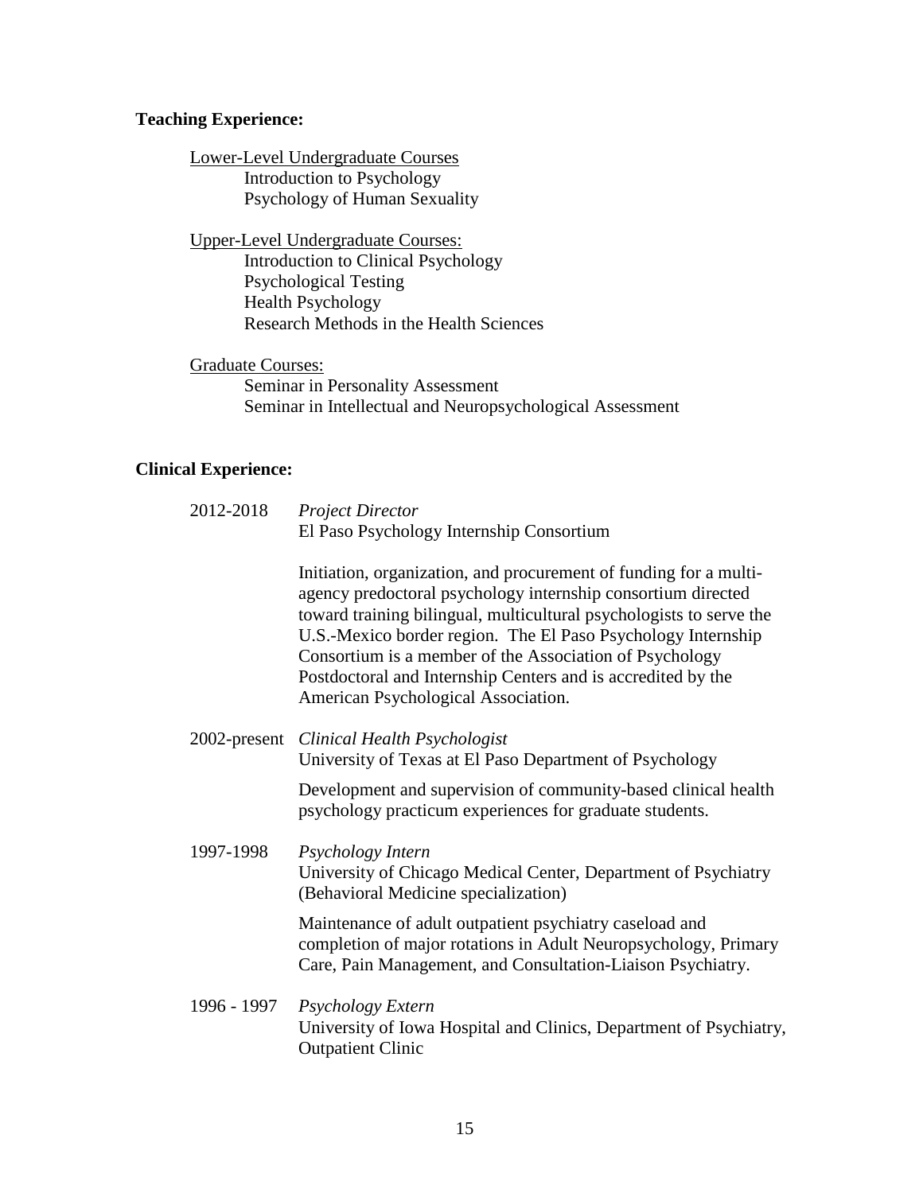**Teaching Experience:**

Lower-Level Undergraduate Courses

- Introduction to Psychology
- Psychology of Human Sexuality

Upper-Level Undergraduate Courses:

- Introduction to Clinical Psychology
- Psychological Testing
- Health Psychology
- Research Methods in the Health Sciences

Graduate Courses:

- Seminar in Personality Assessment
- Seminar in Intellectual and Neuropsychological Assessment

**Clinical Experience:**

2012-2018 *Project Director*
El Paso Psychology Internship Consortium

Initiation, organization, and procurement of funding for a multi-agency predoctoral psychology internship consortium directed toward training bilingual, multicultural psychologists to serve the U.S.-Mexico border region. The El Paso Psychology Internship Consortium is a member of the Association of Psychology Postdoctoral and Internship Centers and is accredited by the American Psychological Association.

2002-present *Clinical Health Psychologist*
University of Texas at El Paso Department of Psychology

Development and supervision of community-based clinical health psychology practicum experiences for graduate students.

1997-1998 *Psychology Intern*
University of Chicago Medical Center, Department of Psychiatry (Behavioral Medicine specialization)

Maintenance of adult outpatient psychiatry caseload and completion of major rotations in Adult Neuropsychology, Primary Care, Pain Management, and Consultation-Liaison Psychiatry.

1996 - 1997 *Psychology Extern*
University of Iowa Hospital and Clinics, Department of Psychiatry, Outpatient Clinic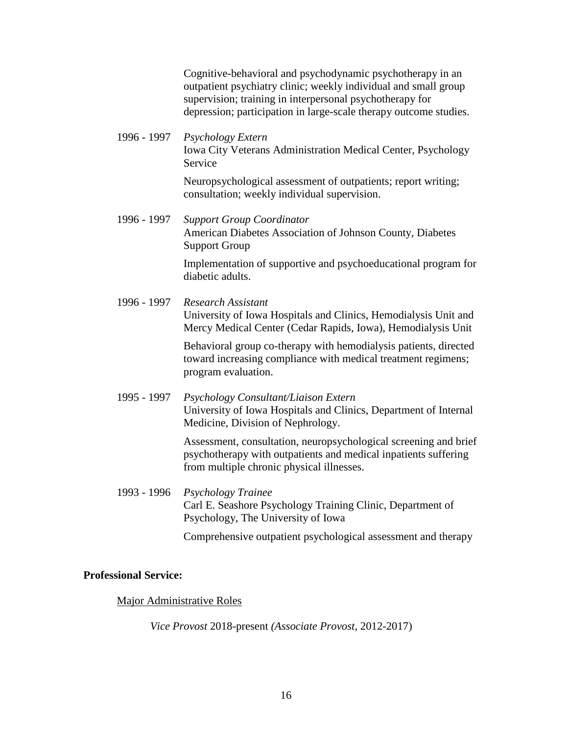Cognitive-behavioral and psychodynamic psychotherapy in an outpatient psychiatry clinic; weekly individual and small group supervision; training in interpersonal psychotherapy for depression; participation in large-scale therapy outcome studies.

1996 - 1997 *Psychology Extern*
Iowa City Veterans Administration Medical Center, Psychology Service

Neuropsychological assessment of outpatients; report writing; consultation; weekly individual supervision.

1996 - 1997 *Support Group Coordinator*
American Diabetes Association of Johnson County, Diabetes Support Group

Implementation of supportive and psychoeducational program for diabetic adults.

1996 - 1997 *Research Assistant*
University of Iowa Hospitals and Clinics, Hemodialysis Unit and Mercy Medical Center (Cedar Rapids, Iowa), Hemodialysis Unit

Behavioral group co-therapy with hemodialysis patients, directed toward increasing compliance with medical treatment regimens; program evaluation.

1995 - 1997 *Psychology Consultant/Liaison Extern*
University of Iowa Hospitals and Clinics, Department of Internal Medicine, Division of Nephrology.

Assessment, consultation, neuropsychological screening and brief psychotherapy with outpatients and medical inpatients suffering from multiple chronic physical illnesses.

1993 - 1996 *Psychology Trainee*
Carl E. Seashore Psychology Training Clinic, Department of Psychology, The University of Iowa

Comprehensive outpatient psychological assessment and therapy

**Professional Service:**

Major Administrative Roles

*Vice Provost* 2018-present *(Associate Provost*, 2012-2017)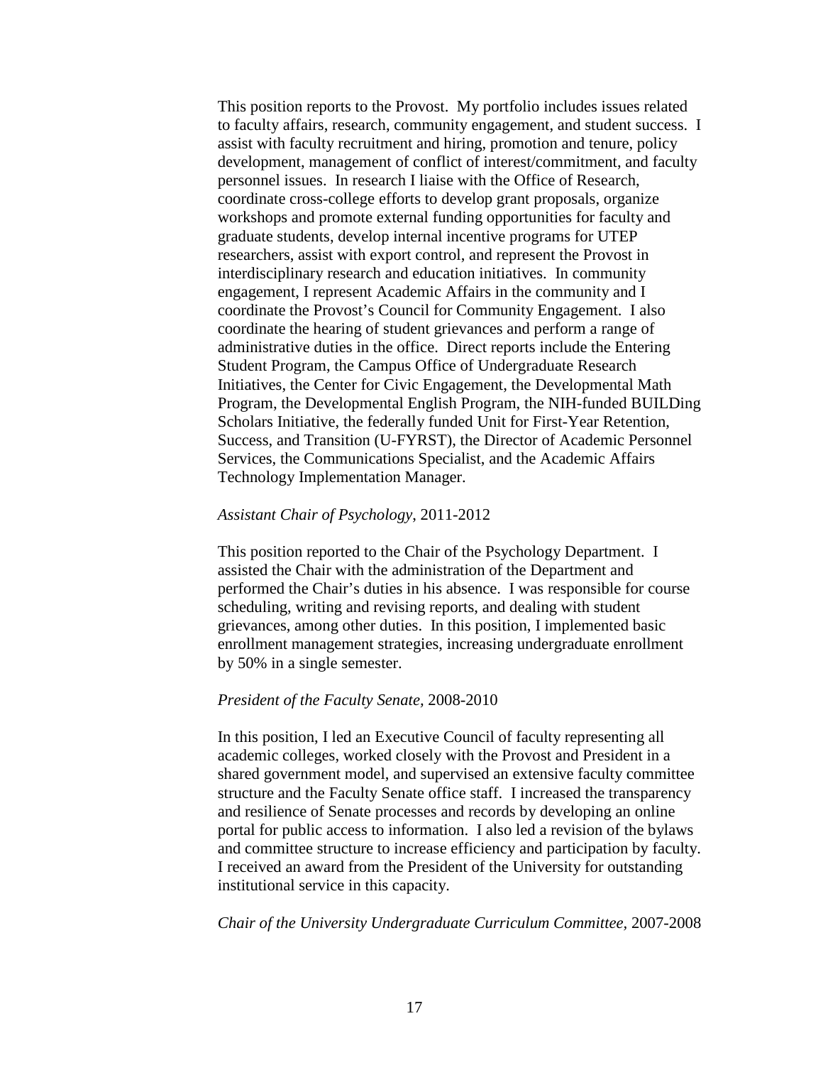This position reports to the Provost. My portfolio includes issues related to faculty affairs, research, community engagement, and student success. I assist with faculty recruitment and hiring, promotion and tenure, policy development, management of conflict of interest/commitment, and faculty personnel issues. In research I liaise with the Office of Research, coordinate cross-college efforts to develop grant proposals, organize workshops and promote external funding opportunities for faculty and graduate students, develop internal incentive programs for UTEP researchers, assist with export control, and represent the Provost in interdisciplinary research and education initiatives. In community engagement, I represent Academic Affairs in the community and I coordinate the Provost's Council for Community Engagement. I also coordinate the hearing of student grievances and perform a range of administrative duties in the office. Direct reports include the Entering Student Program, the Campus Office of Undergraduate Research Initiatives, the Center for Civic Engagement, the Developmental Math Program, the Developmental English Program, the NIH-funded BUILDing Scholars Initiative, the federally funded Unit for First-Year Retention, Success, and Transition (U-FYRST), the Director of Academic Personnel Services, the Communications Specialist, and the Academic Affairs Technology Implementation Manager.

*Assistant Chair of Psychology*, 2011-2012

This position reported to the Chair of the Psychology Department. I assisted the Chair with the administration of the Department and performed the Chair's duties in his absence. I was responsible for course scheduling, writing and revising reports, and dealing with student grievances, among other duties. In this position, I implemented basic enrollment management strategies, increasing undergraduate enrollment by 50% in a single semester.

*President of the Faculty Senate*, 2008-2010

In this position, I led an Executive Council of faculty representing all academic colleges, worked closely with the Provost and President in a shared government model, and supervised an extensive faculty committee structure and the Faculty Senate office staff. I increased the transparency and resilience of Senate processes and records by developing an online portal for public access to information. I also led a revision of the bylaws and committee structure to increase efficiency and participation by faculty. I received an award from the President of the University for outstanding institutional service in this capacity.

*Chair of the University Undergraduate Curriculum Committee*, 2007-2008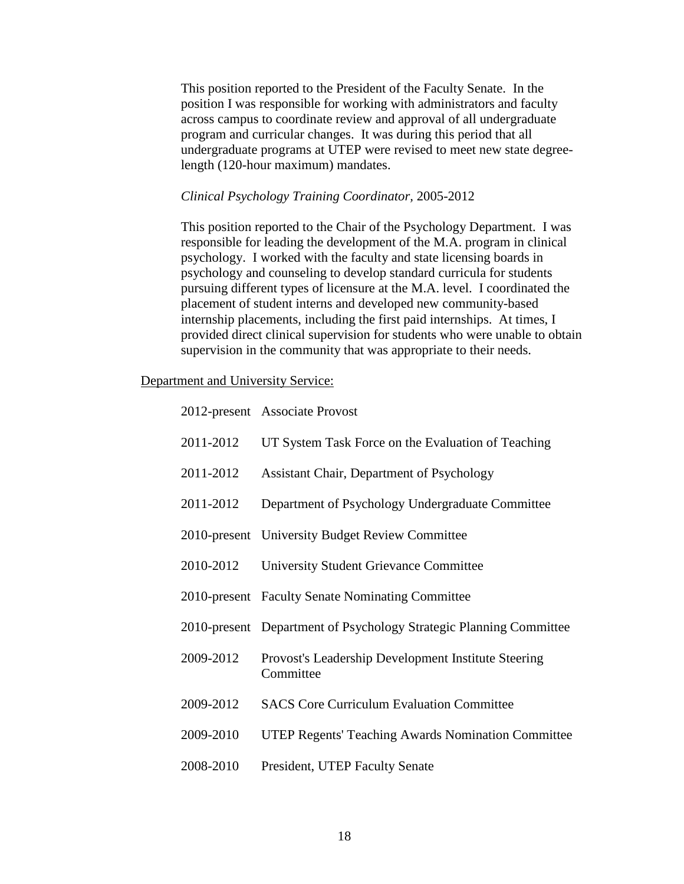This position reported to the President of the Faculty Senate. In the position I was responsible for working with administrators and faculty across campus to coordinate review and approval of all undergraduate program and curricular changes. It was during this period that all undergraduate programs at UTEP were revised to meet new state degree-length (120-hour maximum) mandates.

*Clinical Psychology Training Coordinator*, 2005-2012

This position reported to the Chair of the Psychology Department. I was responsible for leading the development of the M.A. program in clinical psychology. I worked with the faculty and state licensing boards in psychology and counseling to develop standard curricula for students pursuing different types of licensure at the M.A. level. I coordinated the placement of student interns and developed new community-based internship placements, including the first paid internships. At times, I provided direct clinical supervision for students who were unable to obtain supervision in the community that was appropriate to their needs.

<u>Department and University Service:</u>

| | |
|---|---|
| 2012-present | Associate Provost |
| 2011-2012 | UT System Task Force on the Evaluation of Teaching |
| 2011-2012 | Assistant Chair, Department of Psychology |
| 2011-2012 | Department of Psychology Undergraduate Committee |
| 2010-present | University Budget Review Committee |
| 2010-2012 | University Student Grievance Committee |
| 2010-present | Faculty Senate Nominating Committee |
| 2010-present | Department of Psychology Strategic Planning Committee |
| 2009-2012 | Provost's Leadership Development Institute Steering Committee |
| 2009-2012 | SACS Core Curriculum Evaluation Committee |
| 2009-2010 | UTEP Regents' Teaching Awards Nomination Committee |
| 2008-2010 | President, UTEP Faculty Senate |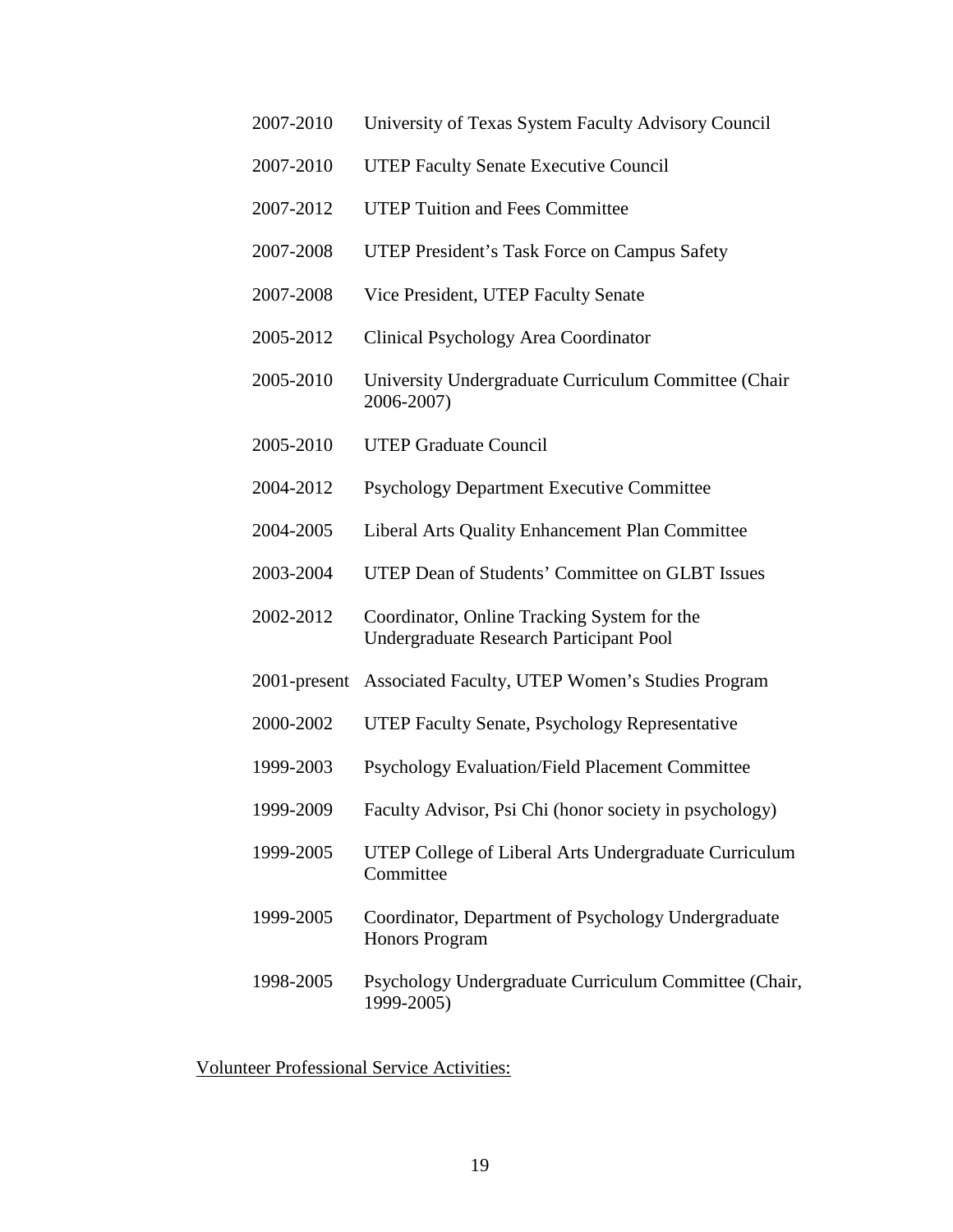2007-2010 University of Texas System Faculty Advisory Council

2007-2010 UTEP Faculty Senate Executive Council

2007-2012 UTEP Tuition and Fees Committee

2007-2008 UTEP President's Task Force on Campus Safety

2007-2008 Vice President, UTEP Faculty Senate

2005-2012 Clinical Psychology Area Coordinator

2005-2010 University Undergraduate Curriculum Committee (Chair 2006-2007)

2005-2010 UTEP Graduate Council

2004-2012 Psychology Department Executive Committee

2004-2005 Liberal Arts Quality Enhancement Plan Committee

2003-2004 UTEP Dean of Students' Committee on GLBT Issues

2002-2012 Coordinator, Online Tracking System for the Undergraduate Research Participant Pool

2001-present Associated Faculty, UTEP Women's Studies Program

2000-2002 UTEP Faculty Senate, Psychology Representative

1999-2003 Psychology Evaluation/Field Placement Committee

1999-2009 Faculty Advisor, Psi Chi (honor society in psychology)

1999-2005 UTEP College of Liberal Arts Undergraduate Curriculum Committee

1999-2005 Coordinator, Department of Psychology Undergraduate Honors Program

1998-2005 Psychology Undergraduate Curriculum Committee (Chair, 1999-2005)

<u>Volunteer Professional Service Activities:</u>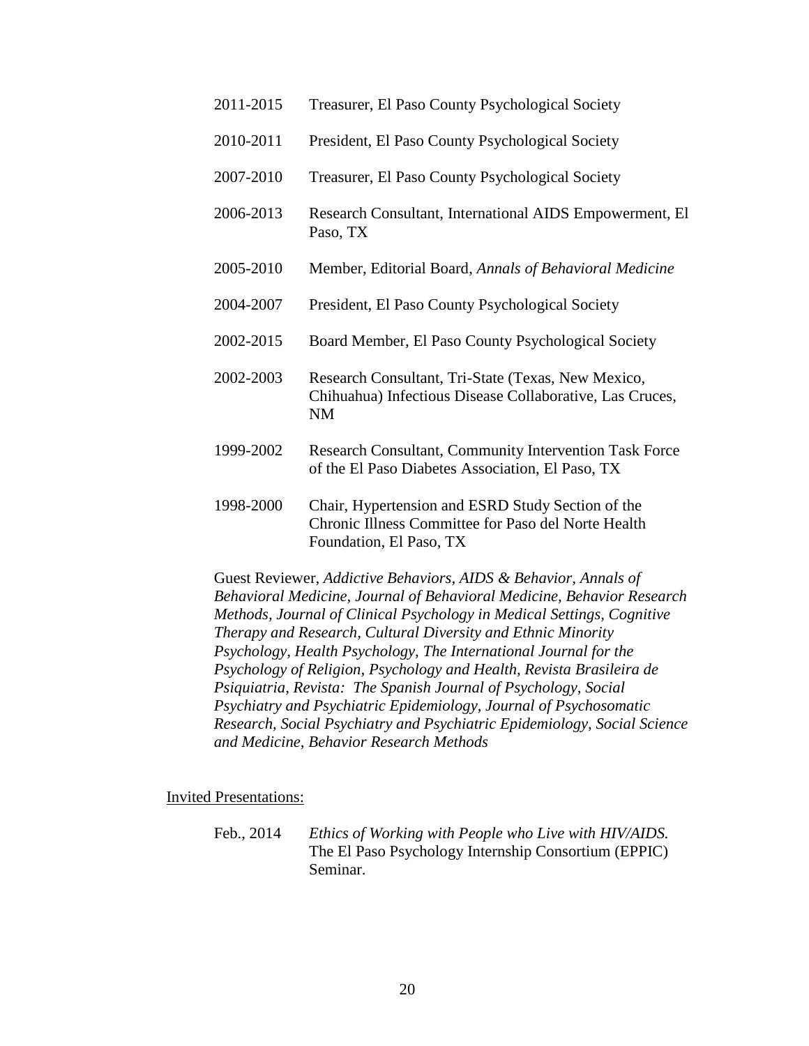2011-2015 Treasurer, El Paso County Psychological Society

2010-2011 President, El Paso County Psychological Society

2007-2010 Treasurer, El Paso County Psychological Society

2006-2013 Research Consultant, International AIDS Empowerment, El Paso, TX

2005-2010 Member, Editorial Board, *Annals of Behavioral Medicine*

2004-2007 President, El Paso County Psychological Society

2002-2015 Board Member, El Paso County Psychological Society

2002-2003 Research Consultant, Tri-State (Texas, New Mexico, Chihuahua) Infectious Disease Collaborative, Las Cruces, NM

1999-2002 Research Consultant, Community Intervention Task Force of the El Paso Diabetes Association, El Paso, TX

1998-2000 Chair, Hypertension and ESRD Study Section of the Chronic Illness Committee for Paso del Norte Health Foundation, El Paso, TX

Guest Reviewer, *Addictive Behaviors, AIDS & Behavior, Annals of Behavioral Medicine, Journal of Behavioral Medicine, Behavior Research Methods, Journal of Clinical Psychology in Medical Settings, Cognitive Therapy and Research, Cultural Diversity and Ethnic Minority Psychology, Health Psychology, The International Journal for the Psychology of Religion, Psychology and Health, Revista Brasileira de Psiquiatria, Revista: The Spanish Journal of Psychology, Social Psychiatry and Psychiatric Epidemiology, Journal of Psychosomatic Research, Social Psychiatry and Psychiatric Epidemiology, Social Science and Medicine, Behavior Research Methods*

<u>Invited Presentations:</u>

Feb., 2014 *Ethics of Working with People who Live with HIV/AIDS.* The El Paso Psychology Internship Consortium (EPPIC) Seminar.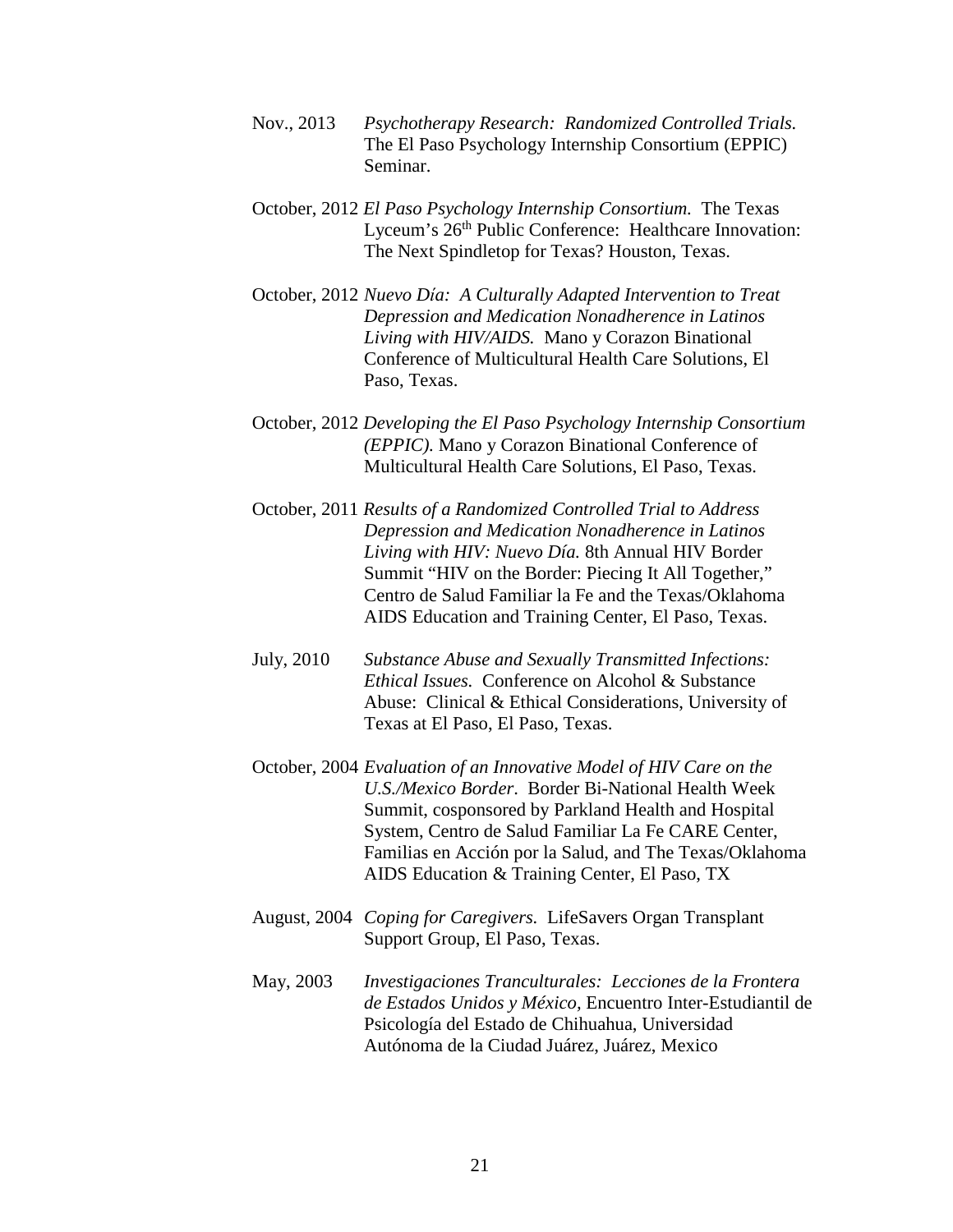Nov., 2013 *Psychotherapy Research: Randomized Controlled Trials.* The El Paso Psychology Internship Consortium (EPPIC) Seminar.

October, 2012 *El Paso Psychology Internship Consortium.* The Texas Lyceum's 26th Public Conference: Healthcare Innovation: The Next Spindletop for Texas? Houston, Texas.

October, 2012 *Nuevo Día: A Culturally Adapted Intervention to Treat Depression and Medication Nonadherence in Latinos Living with HIV/AIDS.* Mano y Corazon Binational Conference of Multicultural Health Care Solutions, El Paso, Texas.

October, 2012 *Developing the El Paso Psychology Internship Consortium (EPPIC).* Mano y Corazon Binational Conference of Multicultural Health Care Solutions, El Paso, Texas.

October, 2011 *Results of a Randomized Controlled Trial to Address Depression and Medication Nonadherence in Latinos Living with HIV: Nuevo Día.* 8th Annual HIV Border Summit "HIV on the Border: Piecing It All Together," Centro de Salud Familiar la Fe and the Texas/Oklahoma AIDS Education and Training Center, El Paso, Texas.

July, 2010 *Substance Abuse and Sexually Transmitted Infections: Ethical Issues.* Conference on Alcohol & Substance Abuse: Clinical & Ethical Considerations, University of Texas at El Paso, El Paso, Texas.

October, 2004 *Evaluation of an Innovative Model of HIV Care on the U.S./Mexico Border*. Border Bi-National Health Week Summit, cosponsored by Parkland Health and Hospital System, Centro de Salud Familiar La Fe CARE Center, Familias en Acción por la Salud, and The Texas/Oklahoma AIDS Education & Training Center, El Paso, TX

August, 2004 *Coping for Caregivers.* LifeSavers Organ Transplant Support Group, El Paso, Texas.

May, 2003 *Investigaciones Tranculturales: Lecciones de la Frontera de Estados Unidos y México,* Encuentro Inter-Estudiantil de Psicología del Estado de Chihuahua, Universidad Autónoma de la Ciudad Juárez, Juárez, Mexico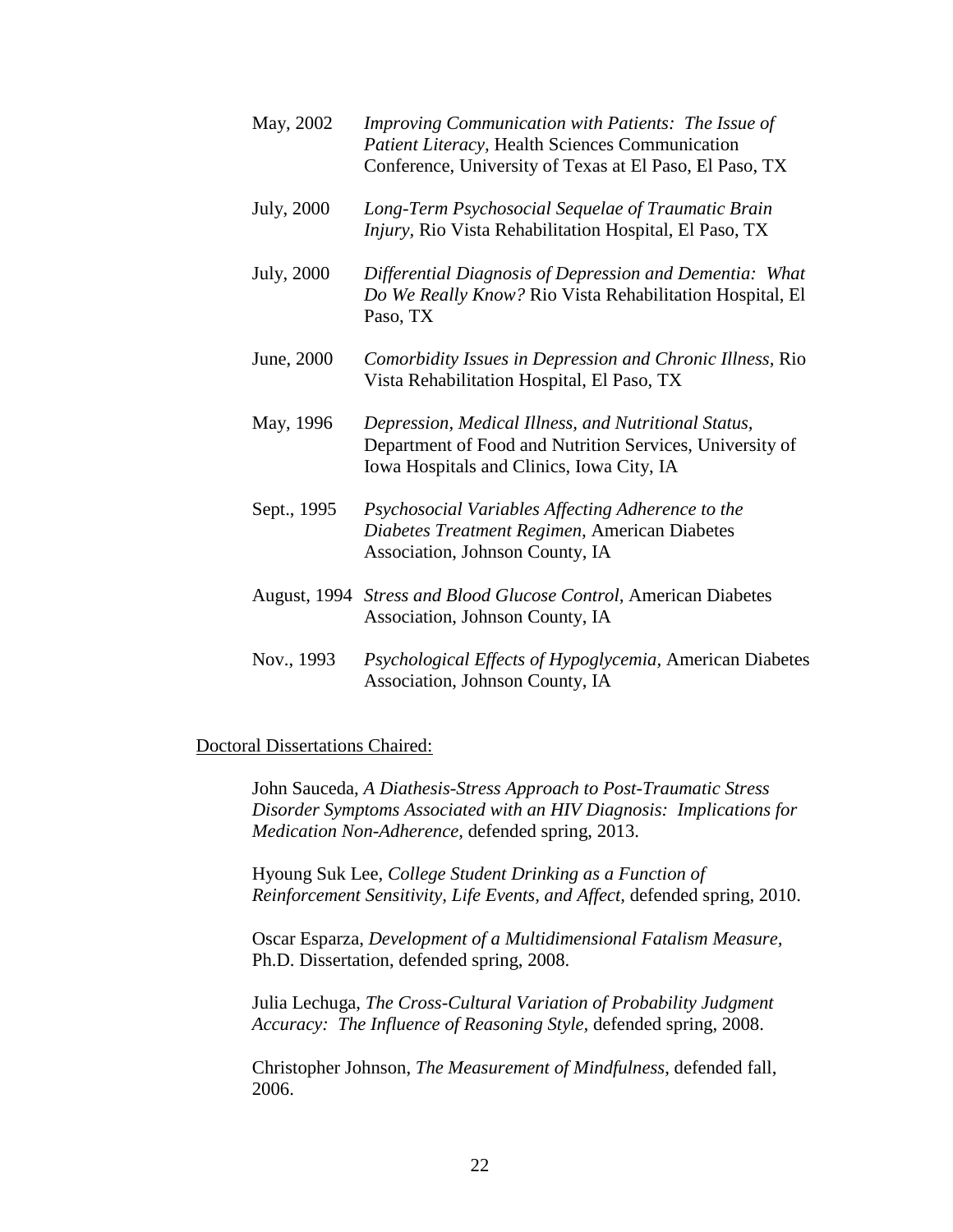May, 2002 *Improving Communication with Patients: The Issue of Patient Literacy*, Health Sciences Communication Conference, University of Texas at El Paso, El Paso, TX

July, 2000 *Long-Term Psychosocial Sequelae of Traumatic Brain Injury*, Rio Vista Rehabilitation Hospital, El Paso, TX

July, 2000 *Differential Diagnosis of Depression and Dementia: What Do We Really Know?* Rio Vista Rehabilitation Hospital, El Paso, TX

June, 2000 *Comorbidity Issues in Depression and Chronic Illness*, Rio Vista Rehabilitation Hospital, El Paso, TX

May, 1996 *Depression, Medical Illness, and Nutritional Status*, Department of Food and Nutrition Services, University of Iowa Hospitals and Clinics, Iowa City, IA

Sept., 1995 *Psychosocial Variables Affecting Adherence to the Diabetes Treatment Regimen*, American Diabetes Association, Johnson County, IA

August, 1994 *Stress and Blood Glucose Control*, American Diabetes Association, Johnson County, IA

Nov., 1993 *Psychological Effects of Hypoglycemia*, American Diabetes Association, Johnson County, IA

<u>Doctoral Dissertations Chaired:</u>

John Sauceda, *A Diathesis-Stress Approach to Post-Traumatic Stress Disorder Symptoms Associated with an HIV Diagnosis: Implications for Medication Non-Adherence*, defended spring, 2013.

Hyoung Suk Lee, *College Student Drinking as a Function of Reinforcement Sensitivity, Life Events, and Affect*, defended spring, 2010.

Oscar Esparza, *Development of a Multidimensional Fatalism Measure*, Ph.D. Dissertation, defended spring, 2008.

Julia Lechuga, *The Cross-Cultural Variation of Probability Judgment Accuracy: The Influence of Reasoning Style*, defended spring, 2008.

Christopher Johnson, *The Measurement of Mindfulness*, defended fall, 2006.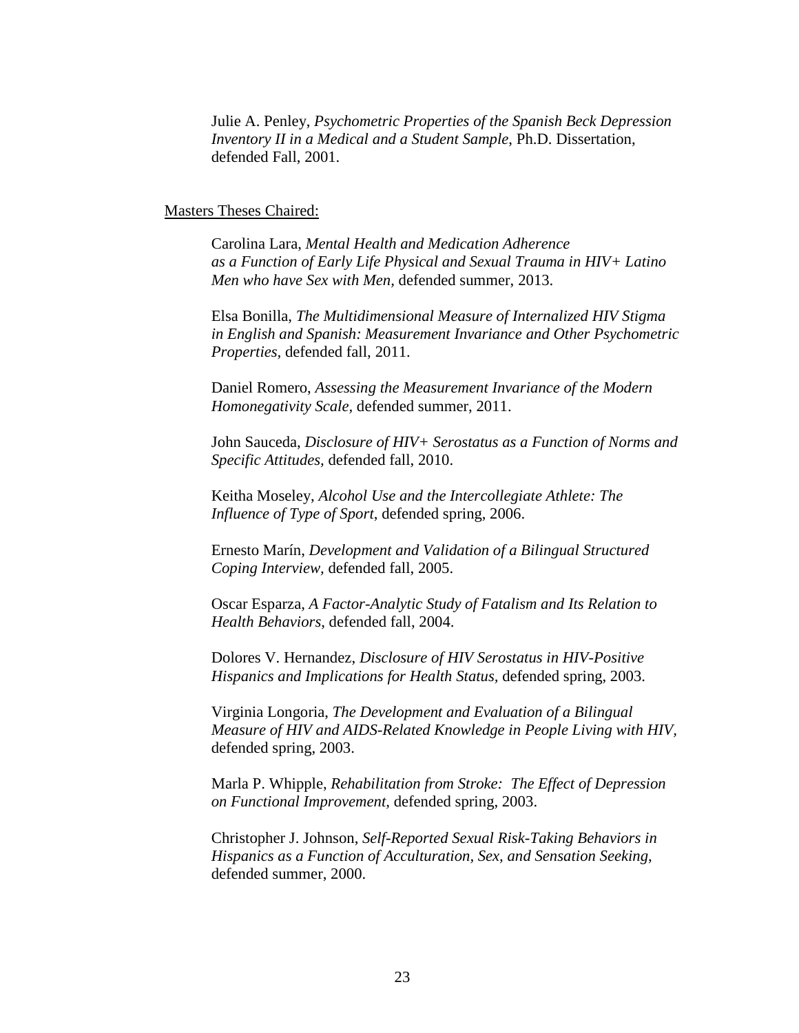Julie A. Penley, *Psychometric Properties of the Spanish Beck Depression Inventory II in a Medical and a Student Sample*, Ph.D. Dissertation, defended Fall, 2001.

Masters Theses Chaired:

Carolina Lara, *Mental Health and Medication Adherence as a Function of Early Life Physical and Sexual Trauma in HIV+ Latino Men who have Sex with Men*, defended summer, 2013.

Elsa Bonilla, *The Multidimensional Measure of Internalized HIV Stigma in English and Spanish: Measurement Invariance and Other Psychometric Properties*, defended fall, 2011.

Daniel Romero, *Assessing the Measurement Invariance of the Modern Homonegativity Scale*, defended summer, 2011.

John Sauceda, *Disclosure of HIV+ Serostatus as a Function of Norms and Specific Attitudes*, defended fall, 2010.

Keitha Moseley, *Alcohol Use and the Intercollegiate Athlete: The Influence of Type of Sport*, defended spring, 2006.

Ernesto Marín, *Development and Validation of a Bilingual Structured Coping Interview*, defended fall, 2005.

Oscar Esparza, *A Factor-Analytic Study of Fatalism and Its Relation to Health Behaviors*, defended fall, 2004.

Dolores V. Hernandez, *Disclosure of HIV Serostatus in HIV-Positive Hispanics and Implications for Health Status*, defended spring, 2003.

Virginia Longoria, *The Development and Evaluation of a Bilingual Measure of HIV and AIDS-Related Knowledge in People Living with HIV*, defended spring, 2003.

Marla P. Whipple, *Rehabilitation from Stroke: The Effect of Depression on Functional Improvement*, defended spring, 2003.

Christopher J. Johnson, *Self-Reported Sexual Risk-Taking Behaviors in Hispanics as a Function of Acculturation, Sex, and Sensation Seeking*, defended summer, 2000.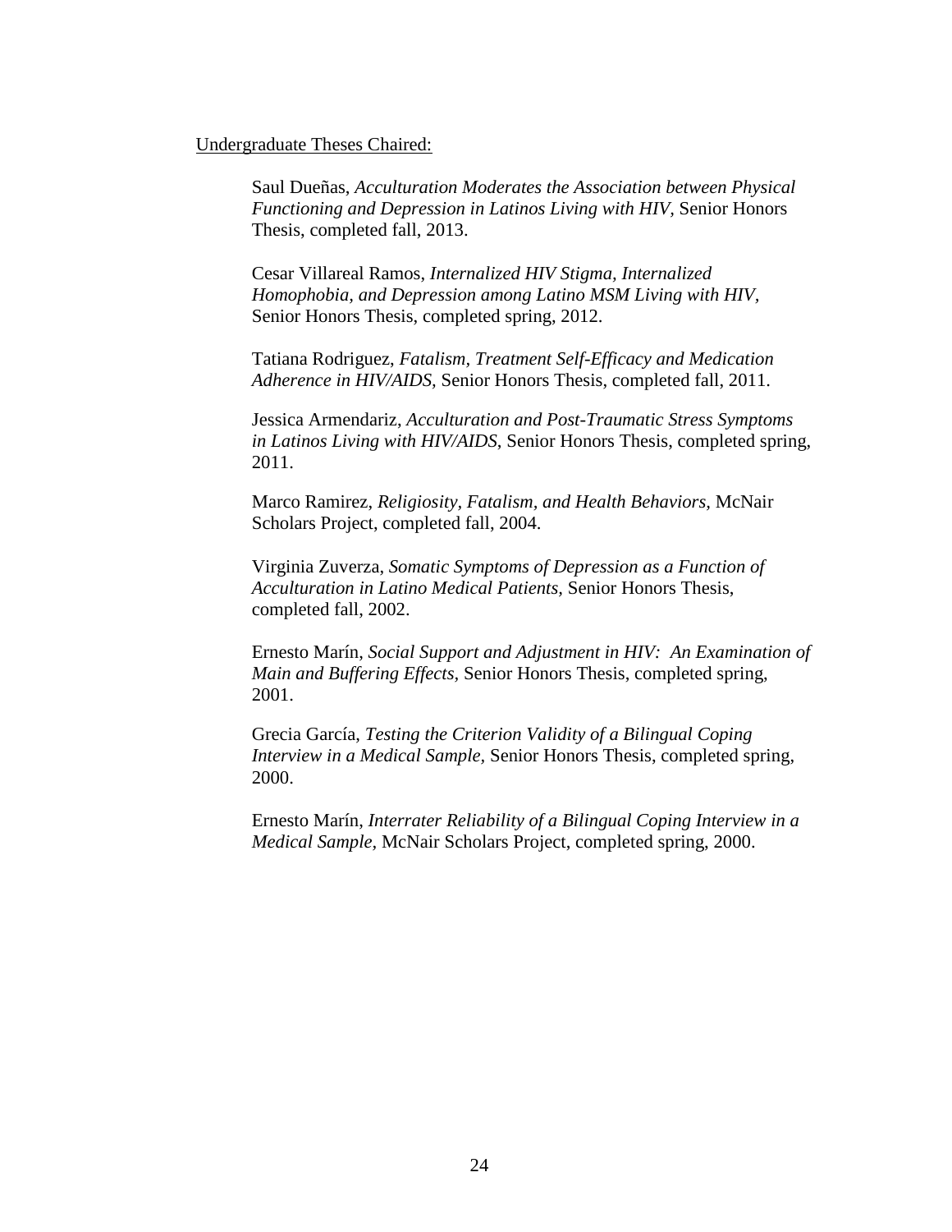Undergraduate Theses Chaired:

Saul Dueñas, *Acculturation Moderates the Association between Physical Functioning and Depression in Latinos Living with HIV,* Senior Honors Thesis, completed fall, 2013.

Cesar Villareal Ramos, *Internalized HIV Stigma, Internalized Homophobia, and Depression among Latino MSM Living with HIV,* Senior Honors Thesis, completed spring, 2012.

Tatiana Rodriguez, *Fatalism, Treatment Self-Efficacy and Medication Adherence in HIV/AIDS,* Senior Honors Thesis, completed fall, 2011.

Jessica Armendariz, *Acculturation and Post-Traumatic Stress Symptoms in Latinos Living with HIV/AIDS*, Senior Honors Thesis, completed spring, 2011.

Marco Ramirez, *Religiosity, Fatalism, and Health Behaviors,* McNair Scholars Project, completed fall, 2004.

Virginia Zuverza, *Somatic Symptoms of Depression as a Function of Acculturation in Latino Medical Patients,* Senior Honors Thesis, completed fall, 2002.

Ernesto Marín, *Social Support and Adjustment in HIV: An Examination of Main and Buffering Effects,* Senior Honors Thesis, completed spring, 2001.

Grecia García, *Testing the Criterion Validity of a Bilingual Coping Interview in a Medical Sample,* Senior Honors Thesis, completed spring, 2000.

Ernesto Marín, *Interrater Reliability of a Bilingual Coping Interview in a Medical Sample,* McNair Scholars Project, completed spring, 2000.